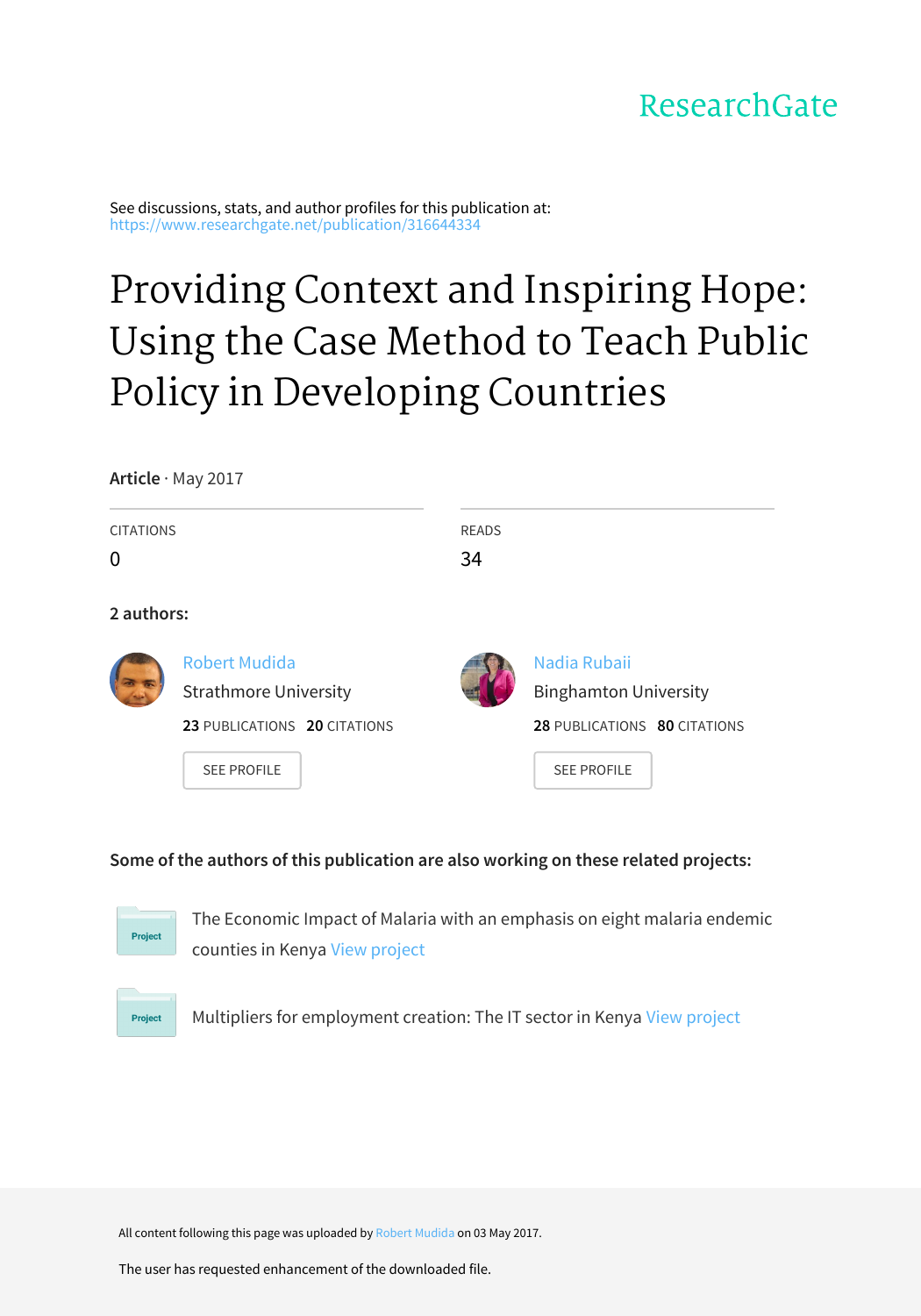ResearchGate

See discussions, stats, and author profiles for this publication at: https://www.researchgate.net/publication/316644334

# Providing Context and Inspiring Hope: Using the Case Method to Teach Public Policy in Developing Countries

**Article** · May 2017

| CITATIONS | READS |
|---|---|
| 0 | 34 |

**2 authors:**

**Robert Mudida**
Strathmore University
**23** PUBLICATIONS **20** CITATIONS
SEE PROFILE

**Nadia Rubaii**
Binghamton University
**28** PUBLICATIONS **80** CITATIONS
SEE PROFILE

**Some of the authors of this publication are also working on these related projects:**

Project: The Economic Impact of Malaria with an emphasis on eight malaria endemic counties in Kenya View project

Project: Multipliers for employment creation: The IT sector in Kenya View project

All content following this page was uploaded by Robert Mudida on 03 May 2017.

The user has requested enhancement of the downloaded file.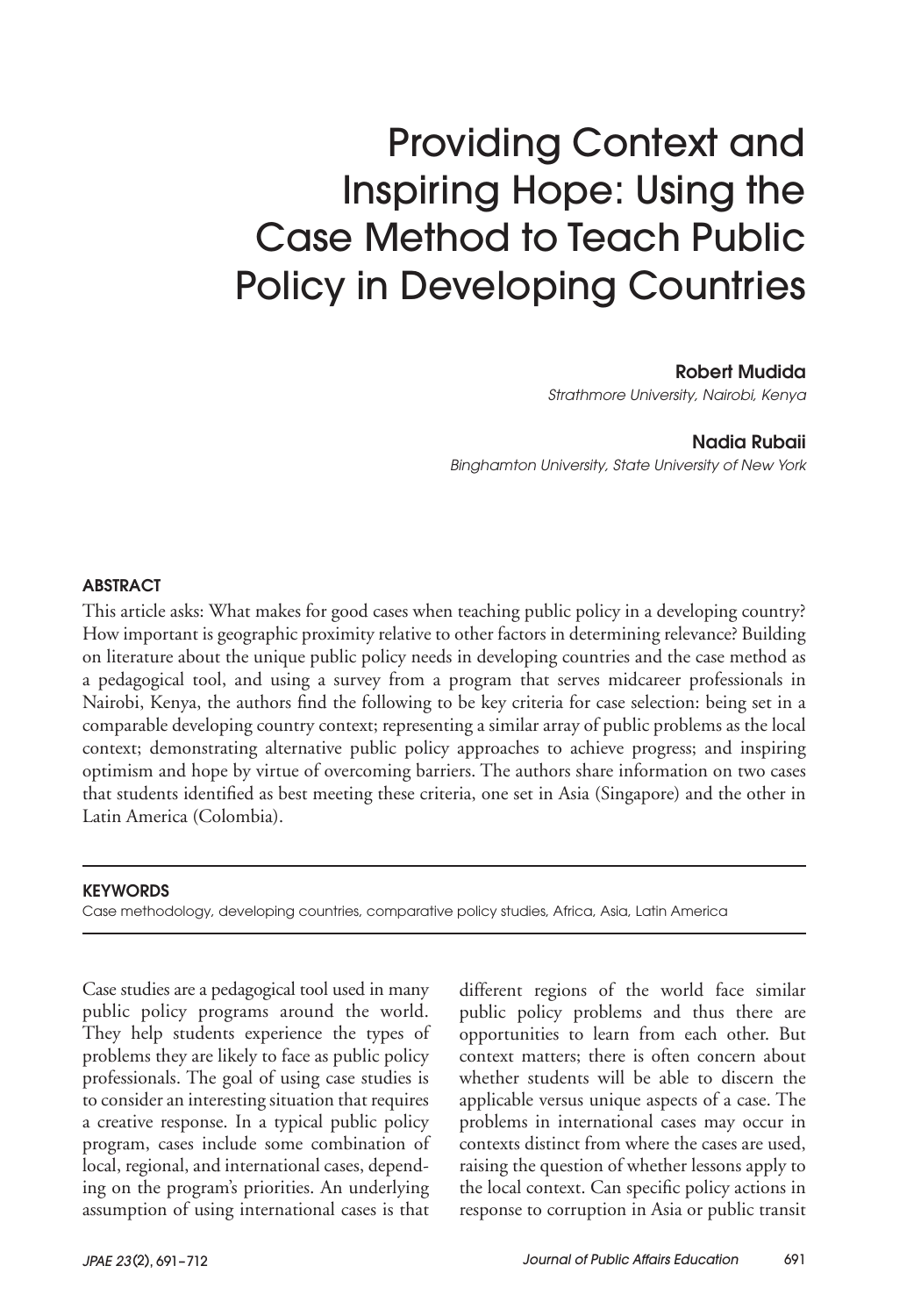# Providing Context and Inspiring Hope: Using the Case Method to Teach Public Policy in Developing Countries

**Robert Mudida**
*Strathmore University, Nairobi, Kenya*

**Nadia Rubaii**
*Binghamton University, State University of New York*

## ABSTRACT

This article asks: What makes for good cases when teaching public policy in a developing country? How important is geographic proximity relative to other factors in determining relevance? Building on literature about the unique public policy needs in developing countries and the case method as a pedagogical tool, and using a survey from a program that serves midcareer professionals in Nairobi, Kenya, the authors find the following to be key criteria for case selection: being set in a comparable developing country context; representing a similar array of public problems as the local context; demonstrating alternative public policy approaches to achieve progress; and inspiring optimism and hope by virtue of overcoming barriers. The authors share information on two cases that students identified as best meeting these criteria, one set in Asia (Singapore) and the other in Latin America (Colombia).

## KEYWORDS

Case methodology, developing countries, comparative policy studies, Africa, Asia, Latin America

Case studies are a pedagogical tool used in many public policy programs around the world. They help students experience the types of problems they are likely to face as public policy professionals. The goal of using case studies is to consider an interesting situation that requires a creative response. In a typical public policy program, cases include some combination of local, regional, and international cases, depending on the program's priorities. An underlying assumption of using international cases is that different regions of the world face similar public policy problems and thus there are opportunities to learn from each other. But context matters; there is often concern about whether students will be able to discern the applicable versus unique aspects of a case. The problems in international cases may occur in contexts distinct from where the cases are used, raising the question of whether lessons apply to the local context. Can specific policy actions in response to corruption in Asia or public transit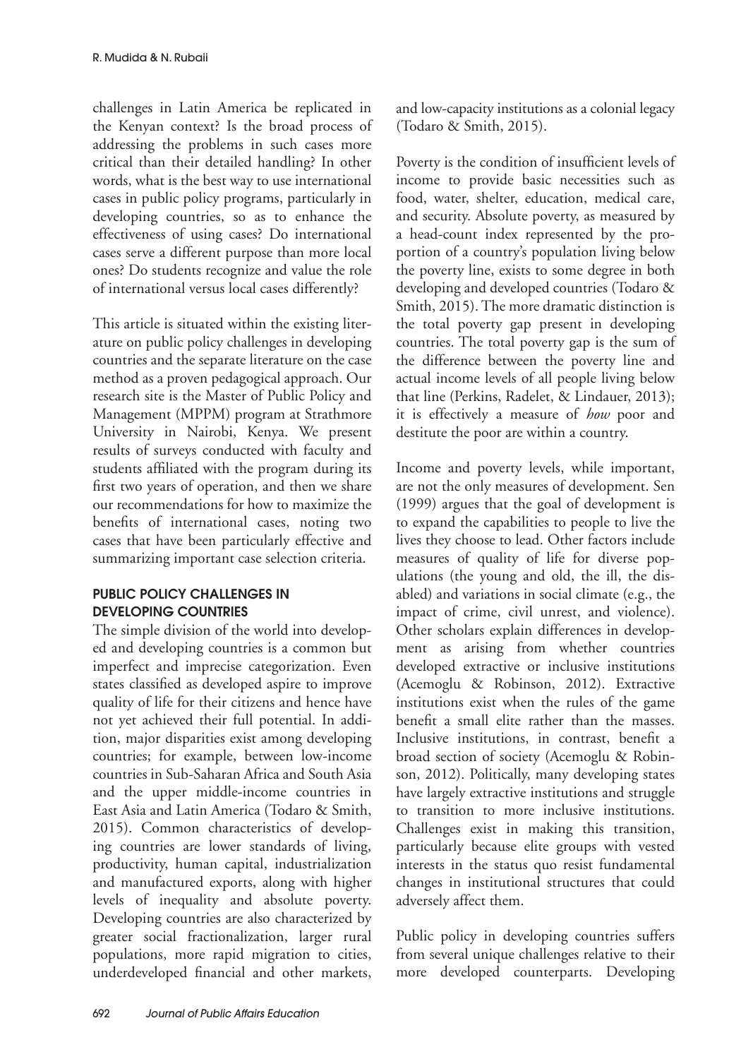challenges in Latin America be replicated in the Kenyan context? Is the broad process of addressing the problems in such cases more critical than their detailed handling? In other words, what is the best way to use international cases in public policy programs, particularly in developing countries, so as to enhance the effectiveness of using cases? Do international cases serve a different purpose than more local ones? Do students recognize and value the role of international versus local cases differently?

This article is situated within the existing literature on public policy challenges in developing countries and the separate literature on the case method as a proven pedagogical approach. Our research site is the Master of Public Policy and Management (MPPM) program at Strathmore University in Nairobi, Kenya. We present results of surveys conducted with faculty and students affiliated with the program during its first two years of operation, and then we share our recommendations for how to maximize the benefits of international cases, noting two cases that have been particularly effective and summarizing important case selection criteria.

## PUBLIC POLICY CHALLENGES IN DEVELOPING COUNTRIES

The simple division of the world into developed and developing countries is a common but imperfect and imprecise categorization. Even states classified as developed aspire to improve quality of life for their citizens and hence have not yet achieved their full potential. In addition, major disparities exist among developing countries; for example, between low-income countries in Sub-Saharan Africa and South Asia and the upper middle-income countries in East Asia and Latin America (Todaro & Smith, 2015). Common characteristics of developing countries are lower standards of living, productivity, human capital, industrialization and manufactured exports, along with higher levels of inequality and absolute poverty. Developing countries are also characterized by greater social fractionalization, larger rural populations, more rapid migration to cities, underdeveloped financial and other markets, and low-capacity institutions as a colonial legacy (Todaro & Smith, 2015).

Poverty is the condition of insufficient levels of income to provide basic necessities such as food, water, shelter, education, medical care, and security. Absolute poverty, as measured by a head-count index represented by the proportion of a country's population living below the poverty line, exists to some degree in both developing and developed countries (Todaro & Smith, 2015). The more dramatic distinction is the total poverty gap present in developing countries. The total poverty gap is the sum of the difference between the poverty line and actual income levels of all people living below that line (Perkins, Radelet, & Lindauer, 2013); it is effectively a measure of *how* poor and destitute the poor are within a country.

Income and poverty levels, while important, are not the only measures of development. Sen (1999) argues that the goal of development is to expand the capabilities to people to live the lives they choose to lead. Other factors include measures of quality of life for diverse populations (the young and old, the ill, the disabled) and variations in social climate (e.g., the impact of crime, civil unrest, and violence). Other scholars explain differences in development as arising from whether countries developed extractive or inclusive institutions (Acemoglu & Robinson, 2012). Extractive institutions exist when the rules of the game benefit a small elite rather than the masses. Inclusive institutions, in contrast, benefit a broad section of society (Acemoglu & Robinson, 2012). Politically, many developing states have largely extractive institutions and struggle to transition to more inclusive institutions. Challenges exist in making this transition, particularly because elite groups with vested interests in the status quo resist fundamental changes in institutional structures that could adversely affect them.

Public policy in developing countries suffers from several unique challenges relative to their more developed counterparts. Developing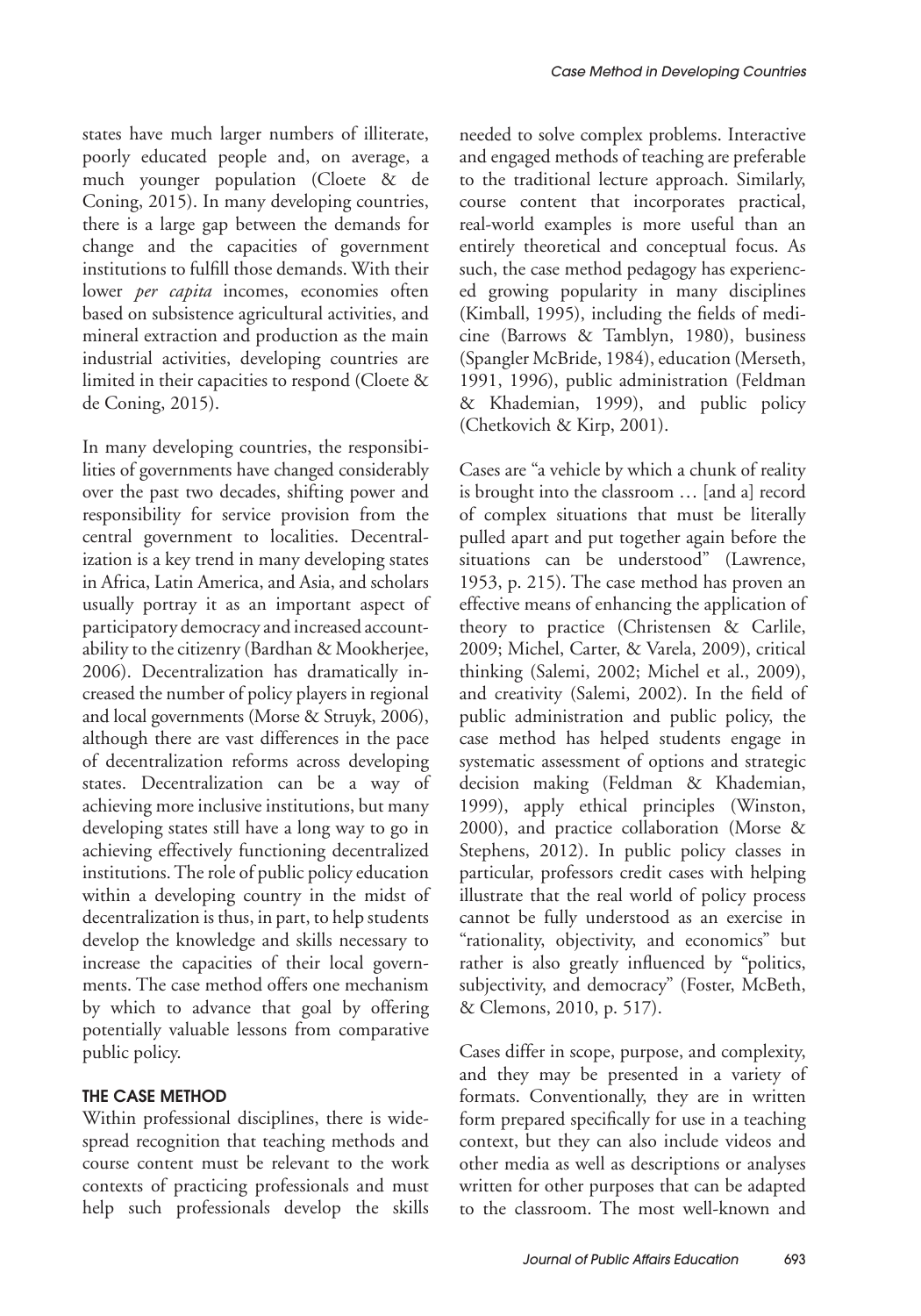states have much larger numbers of illiterate, poorly educated people and, on average, a much younger population (Cloete & de Coning, 2015). In many developing countries, there is a large gap between the demands for change and the capacities of government institutions to fulfill those demands. With their lower *per capita* incomes, economies often based on subsistence agricultural activities, and mineral extraction and production as the main industrial activities, developing countries are limited in their capacities to respond (Cloete & de Coning, 2015).

In many developing countries, the responsibilities of governments have changed considerably over the past two decades, shifting power and responsibility for service provision from the central government to localities. Decentralization is a key trend in many developing states in Africa, Latin America, and Asia, and scholars usually portray it as an important aspect of participatory democracy and increased accountability to the citizenry (Bardhan & Mookherjee, 2006). Decentralization has dramatically increased the number of policy players in regional and local governments (Morse & Struyk, 2006), although there are vast differences in the pace of decentralization reforms across developing states. Decentralization can be a way of achieving more inclusive institutions, but many developing states still have a long way to go in achieving effectively functioning decentralized institutions. The role of public policy education within a developing country in the midst of decentralization is thus, in part, to help students develop the knowledge and skills necessary to increase the capacities of their local governments. The case method offers one mechanism by which to advance that goal by offering potentially valuable lessons from comparative public policy.

## THE CASE METHOD

Within professional disciplines, there is widespread recognition that teaching methods and course content must be relevant to the work contexts of practicing professionals and must help such professionals develop the skills needed to solve complex problems. Interactive and engaged methods of teaching are preferable to the traditional lecture approach. Similarly, course content that incorporates practical, real-world examples is more useful than an entirely theoretical and conceptual focus. As such, the case method pedagogy has experienced growing popularity in many disciplines (Kimball, 1995), including the fields of medicine (Barrows & Tamblyn, 1980), business (Spangler McBride, 1984), education (Merseth, 1991, 1996), public administration (Feldman & Khademian, 1999), and public policy (Chetkovich & Kirp, 2001).

Cases are "a vehicle by which a chunk of reality is brought into the classroom … [and a] record of complex situations that must be literally pulled apart and put together again before the situations can be understood" (Lawrence, 1953, p. 215). The case method has proven an effective means of enhancing the application of theory to practice (Christensen & Carlile, 2009; Michel, Carter, & Varela, 2009), critical thinking (Salemi, 2002; Michel et al., 2009), and creativity (Salemi, 2002). In the field of public administration and public policy, the case method has helped students engage in systematic assessment of options and strategic decision making (Feldman & Khademian, 1999), apply ethical principles (Winston, 2000), and practice collaboration (Morse & Stephens, 2012). In public policy classes in particular, professors credit cases with helping illustrate that the real world of policy process cannot be fully understood as an exercise in "rationality, objectivity, and economics" but rather is also greatly influenced by "politics, subjectivity, and democracy" (Foster, McBeth, & Clemons, 2010, p. 517).

Cases differ in scope, purpose, and complexity, and they may be presented in a variety of formats. Conventionally, they are in written form prepared specifically for use in a teaching context, but they can also include videos and other media as well as descriptions or analyses written for other purposes that can be adapted to the classroom. The most well-known and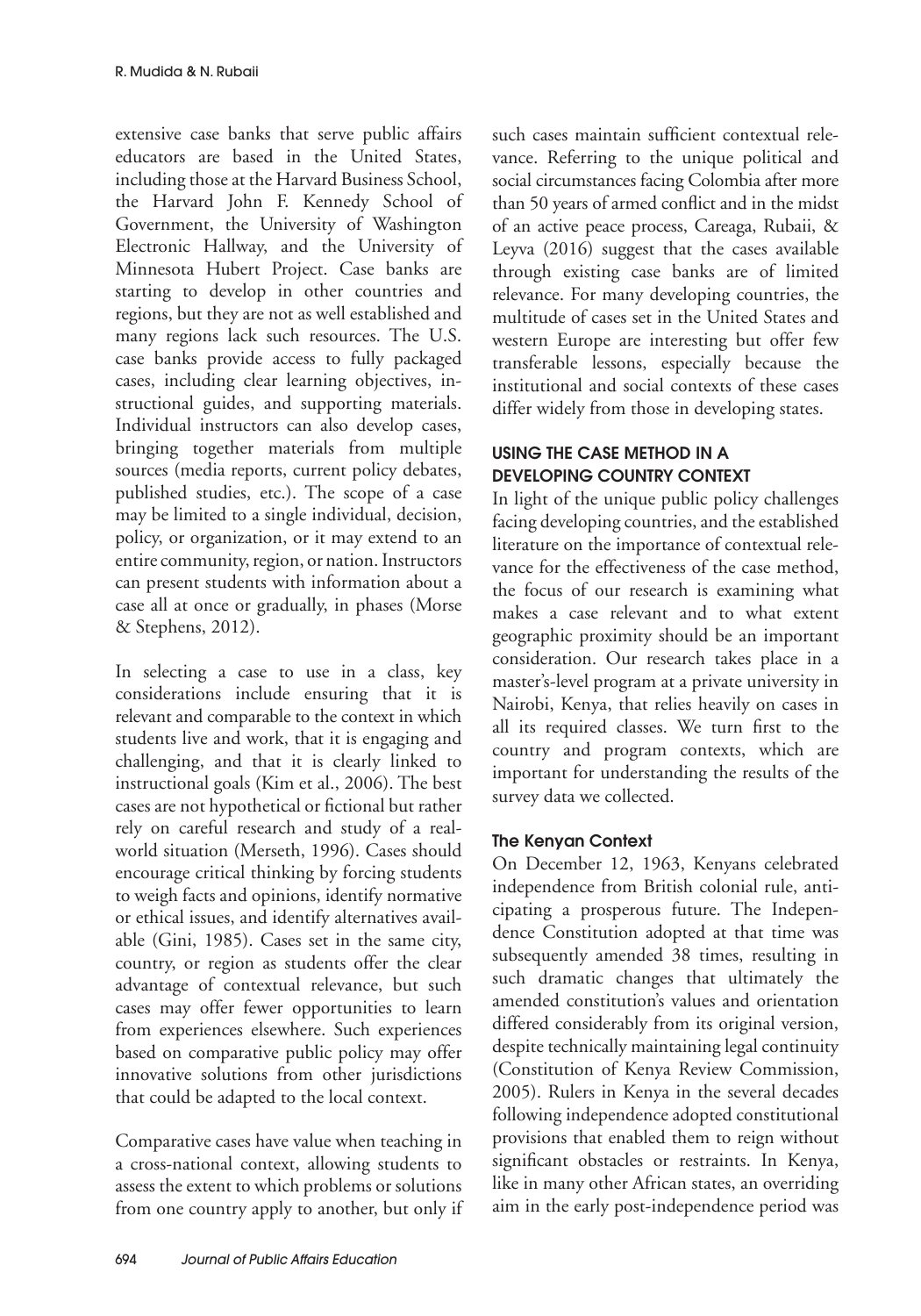extensive case banks that serve public affairs educators are based in the United States, including those at the Harvard Business School, the Harvard John F. Kennedy School of Government, the University of Washington Electronic Hallway, and the University of Minnesota Hubert Project. Case banks are starting to develop in other countries and regions, but they are not as well established and many regions lack such resources. The U.S. case banks provide access to fully packaged cases, including clear learning objectives, instructional guides, and supporting materials. Individual instructors can also develop cases, bringing together materials from multiple sources (media reports, current policy debates, published studies, etc.). The scope of a case may be limited to a single individual, decision, policy, or organization, or it may extend to an entire community, region, or nation. Instructors can present students with information about a case all at once or gradually, in phases (Morse & Stephens, 2012).

In selecting a case to use in a class, key considerations include ensuring that it is relevant and comparable to the context in which students live and work, that it is engaging and challenging, and that it is clearly linked to instructional goals (Kim et al., 2006). The best cases are not hypothetical or fictional but rather rely on careful research and study of a real-world situation (Merseth, 1996). Cases should encourage critical thinking by forcing students to weigh facts and opinions, identify normative or ethical issues, and identify alternatives available (Gini, 1985). Cases set in the same city, country, or region as students offer the clear advantage of contextual relevance, but such cases may offer fewer opportunities to learn from experiences elsewhere. Such experiences based on comparative public policy may offer innovative solutions from other jurisdictions that could be adapted to the local context.

Comparative cases have value when teaching in a cross-national context, allowing students to assess the extent to which problems or solutions from one country apply to another, but only if such cases maintain sufficient contextual relevance. Referring to the unique political and social circumstances facing Colombia after more than 50 years of armed conflict and in the midst of an active peace process, Careaga, Rubaii, & Leyva (2016) suggest that the cases available through existing case banks are of limited relevance. For many developing countries, the multitude of cases set in the United States and western Europe are interesting but offer few transferable lessons, especially because the institutional and social contexts of these cases differ widely from those in developing states.

## USING THE CASE METHOD IN A DEVELOPING COUNTRY CONTEXT

In light of the unique public policy challenges facing developing countries, and the established literature on the importance of contextual relevance for the effectiveness of the case method, the focus of our research is examining what makes a case relevant and to what extent geographic proximity should be an important consideration. Our research takes place in a master's-level program at a private university in Nairobi, Kenya, that relies heavily on cases in all its required classes. We turn first to the country and program contexts, which are important for understanding the results of the survey data we collected.

### The Kenyan Context

On December 12, 1963, Kenyans celebrated independence from British colonial rule, anticipating a prosperous future. The Independence Constitution adopted at that time was subsequently amended 38 times, resulting in such dramatic changes that ultimately the amended constitution's values and orientation differed considerably from its original version, despite technically maintaining legal continuity (Constitution of Kenya Review Commission, 2005). Rulers in Kenya in the several decades following independence adopted constitutional provisions that enabled them to reign without significant obstacles or restraints. In Kenya, like in many other African states, an overriding aim in the early post-independence period was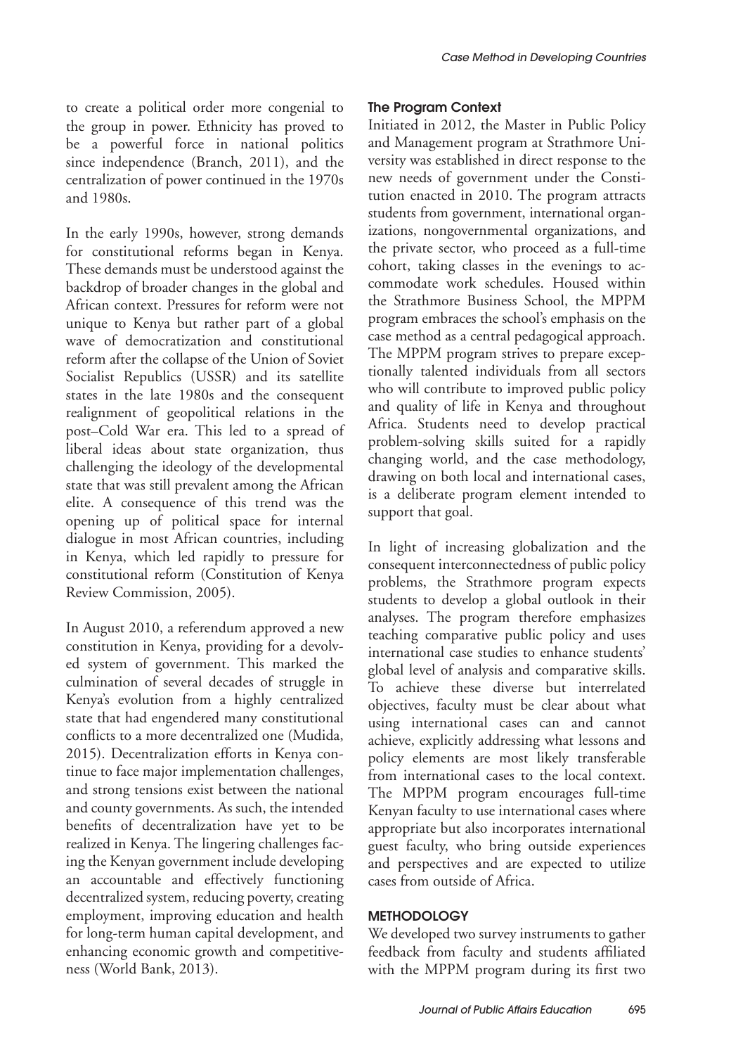to create a political order more congenial to the group in power. Ethnicity has proved to be a powerful force in national politics since independence (Branch, 2011), and the centralization of power continued in the 1970s and 1980s.

In the early 1990s, however, strong demands for constitutional reforms began in Kenya. These demands must be understood against the backdrop of broader changes in the global and African context. Pressures for reform were not unique to Kenya but rather part of a global wave of democratization and constitutional reform after the collapse of the Union of Soviet Socialist Republics (USSR) and its satellite states in the late 1980s and the consequent realignment of geopolitical relations in the post–Cold War era. This led to a spread of liberal ideas about state organization, thus challenging the ideology of the developmental state that was still prevalent among the African elite. A consequence of this trend was the opening up of political space for internal dialogue in most African countries, including in Kenya, which led rapidly to pressure for constitutional reform (Constitution of Kenya Review Commission, 2005).

In August 2010, a referendum approved a new constitution in Kenya, providing for a devolved system of government. This marked the culmination of several decades of struggle in Kenya's evolution from a highly centralized state that had engendered many constitutional conflicts to a more decentralized one (Mudida, 2015). Decentralization efforts in Kenya continue to face major implementation challenges, and strong tensions exist between the national and county governments. As such, the intended benefits of decentralization have yet to be realized in Kenya. The lingering challenges facing the Kenyan government include developing an accountable and effectively functioning decentralized system, reducing poverty, creating employment, improving education and health for long-term human capital development, and enhancing economic growth and competitiveness (World Bank, 2013).

### The Program Context

Initiated in 2012, the Master in Public Policy and Management program at Strathmore University was established in direct response to the new needs of government under the Constitution enacted in 2010. The program attracts students from government, international organizations, nongovernmental organizations, and the private sector, who proceed as a full-time cohort, taking classes in the evenings to accommodate work schedules. Housed within the Strathmore Business School, the MPPM program embraces the school's emphasis on the case method as a central pedagogical approach. The MPPM program strives to prepare exceptionally talented individuals from all sectors who will contribute to improved public policy and quality of life in Kenya and throughout Africa. Students need to develop practical problem-solving skills suited for a rapidly changing world, and the case methodology, drawing on both local and international cases, is a deliberate program element intended to support that goal.

In light of increasing globalization and the consequent interconnectedness of public policy problems, the Strathmore program expects students to develop a global outlook in their analyses. The program therefore emphasizes teaching comparative public policy and uses international case studies to enhance students' global level of analysis and comparative skills. To achieve these diverse but interrelated objectives, faculty must be clear about what using international cases can and cannot achieve, explicitly addressing what lessons and policy elements are most likely transferable from international cases to the local context. The MPPM program encourages full-time Kenyan faculty to use international cases where appropriate but also incorporates international guest faculty, who bring outside experiences and perspectives and are expected to utilize cases from outside of Africa.

## METHODOLOGY

We developed two survey instruments to gather feedback from faculty and students affiliated with the MPPM program during its first two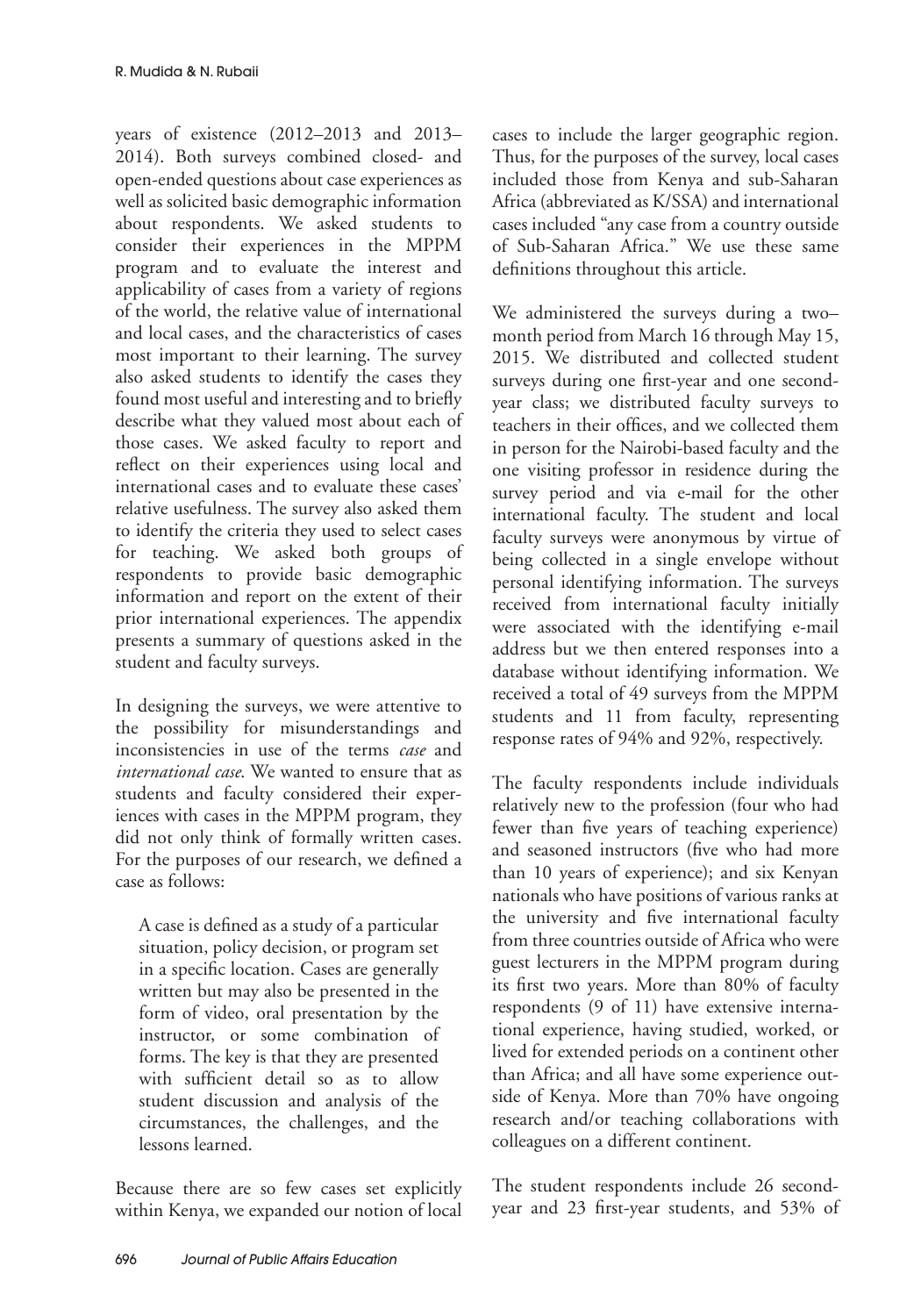years of existence (2012–2013 and 2013–2014). Both surveys combined closed- and open-ended questions about case experiences as well as solicited basic demographic information about respondents. We asked students to consider their experiences in the MPPM program and to evaluate the interest and applicability of cases from a variety of regions of the world, the relative value of international and local cases, and the characteristics of cases most important to their learning. The survey also asked students to identify the cases they found most useful and interesting and to briefly describe what they valued most about each of those cases. We asked faculty to report and reflect on their experiences using local and international cases and to evaluate these cases' relative usefulness. The survey also asked them to identify the criteria they used to select cases for teaching. We asked both groups of respondents to provide basic demographic information and report on the extent of their prior international experiences. The appendix presents a summary of questions asked in the student and faculty surveys.

In designing the surveys, we were attentive to the possibility for misunderstandings and inconsistencies in use of the terms *case* and *international case*. We wanted to ensure that as students and faculty considered their experiences with cases in the MPPM program, they did not only think of formally written cases. For the purposes of our research, we defined a case as follows:

> A case is defined as a study of a particular situation, policy decision, or program set in a specific location. Cases are generally written but may also be presented in the form of video, oral presentation by the instructor, or some combination of forms. The key is that they are presented with sufficient detail so as to allow student discussion and analysis of the circumstances, the challenges, and the lessons learned.

Because there are so few cases set explicitly within Kenya, we expanded our notion of local cases to include the larger geographic region. Thus, for the purposes of the survey, local cases included those from Kenya and sub-Saharan Africa (abbreviated as K/SSA) and international cases included "any case from a country outside of Sub-Saharan Africa." We use these same definitions throughout this article.

We administered the surveys during a two–month period from March 16 through May 15, 2015. We distributed and collected student surveys during one first-year and one second-year class; we distributed faculty surveys to teachers in their offices, and we collected them in person for the Nairobi-based faculty and the one visiting professor in residence during the survey period and via e-mail for the other international faculty. The student and local faculty surveys were anonymous by virtue of being collected in a single envelope without personal identifying information. The surveys received from international faculty initially were associated with the identifying e-mail address but we then entered responses into a database without identifying information. We received a total of 49 surveys from the MPPM students and 11 from faculty, representing response rates of 94% and 92%, respectively.

The faculty respondents include individuals relatively new to the profession (four who had fewer than five years of teaching experience) and seasoned instructors (five who had more than 10 years of experience); and six Kenyan nationals who have positions of various ranks at the university and five international faculty from three countries outside of Africa who were guest lecturers in the MPPM program during its first two years. More than 80% of faculty respondents (9 of 11) have extensive international experience, having studied, worked, or lived for extended periods on a continent other than Africa; and all have some experience outside of Kenya. More than 70% have ongoing research and/or teaching collaborations with colleagues on a different continent.

The student respondents include 26 second-year and 23 first-year students, and 53% of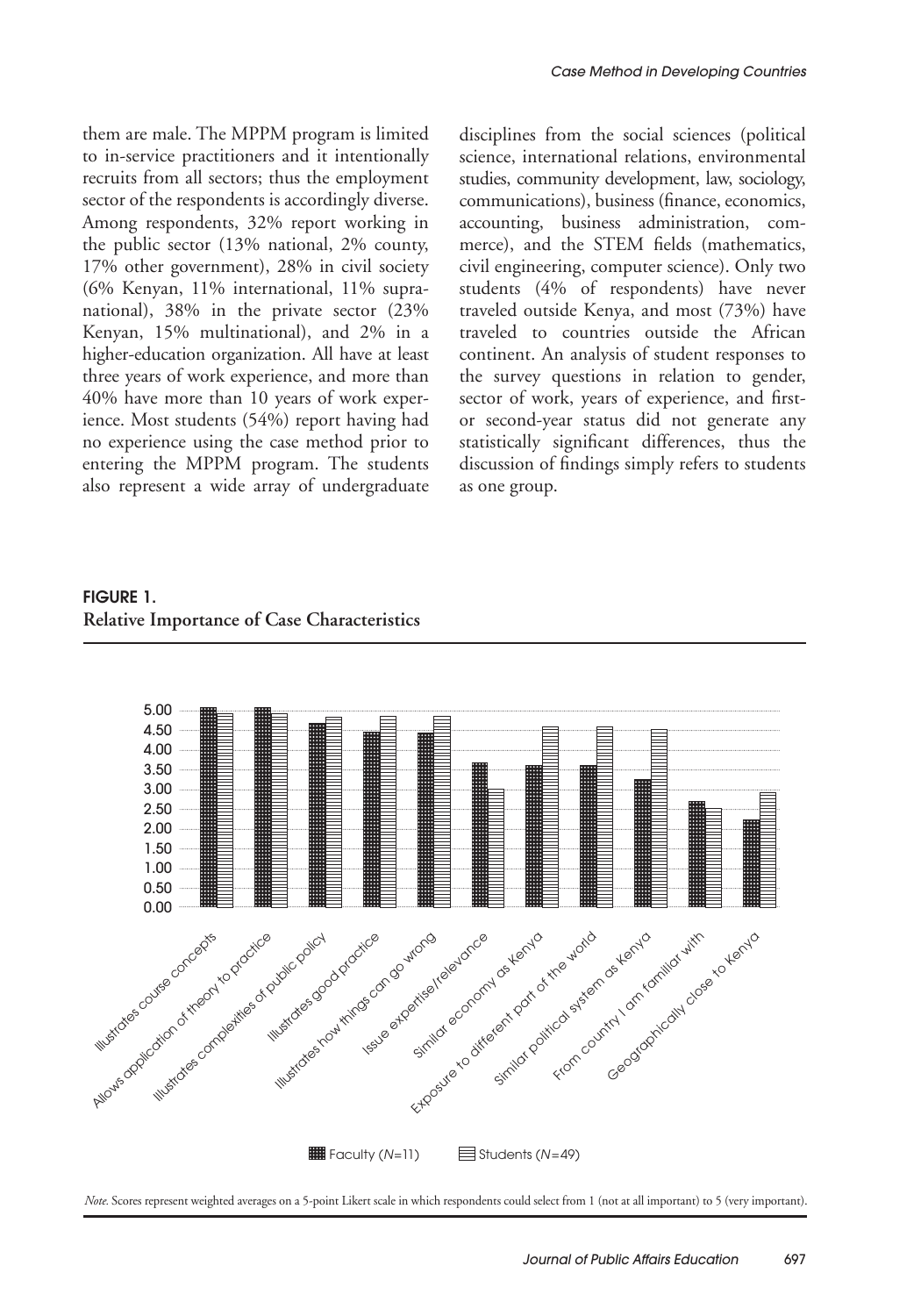them are male. The MPPM program is limited to in-service practitioners and it intentionally recruits from all sectors; thus the employment sector of the respondents is accordingly diverse. Among respondents, 32% report working in the public sector (13% national, 2% county, 17% other government), 28% in civil society (6% Kenyan, 11% international, 11% supranational), 38% in the private sector (23% Kenyan, 15% multinational), and 2% in a higher-education organization. All have at least three years of work experience, and more than 40% have more than 10 years of work experience. Most students (54%) report having had no experience using the case method prior to entering the MPPM program. The students also represent a wide array of undergraduate disciplines from the social sciences (political science, international relations, environmental studies, community development, law, sociology, communications), business (finance, economics, accounting, business administration, commerce), and the STEM fields (mathematics, civil engineering, computer science). Only two students (4% of respondents) have never traveled outside Kenya, and most (73%) have traveled to countries outside the African continent. An analysis of student responses to the survey questions in relation to gender, sector of work, years of experience, and first- or second-year status did not generate any statistically significant differences, thus the discussion of findings simply refers to students as one group.

**FIGURE 1.**
**Relative Importance of Case Characteristics**

*Note.* Scores represent weighted averages on a 5-point Likert scale in which respondents could select from 1 (not at all important) to 5 (very important).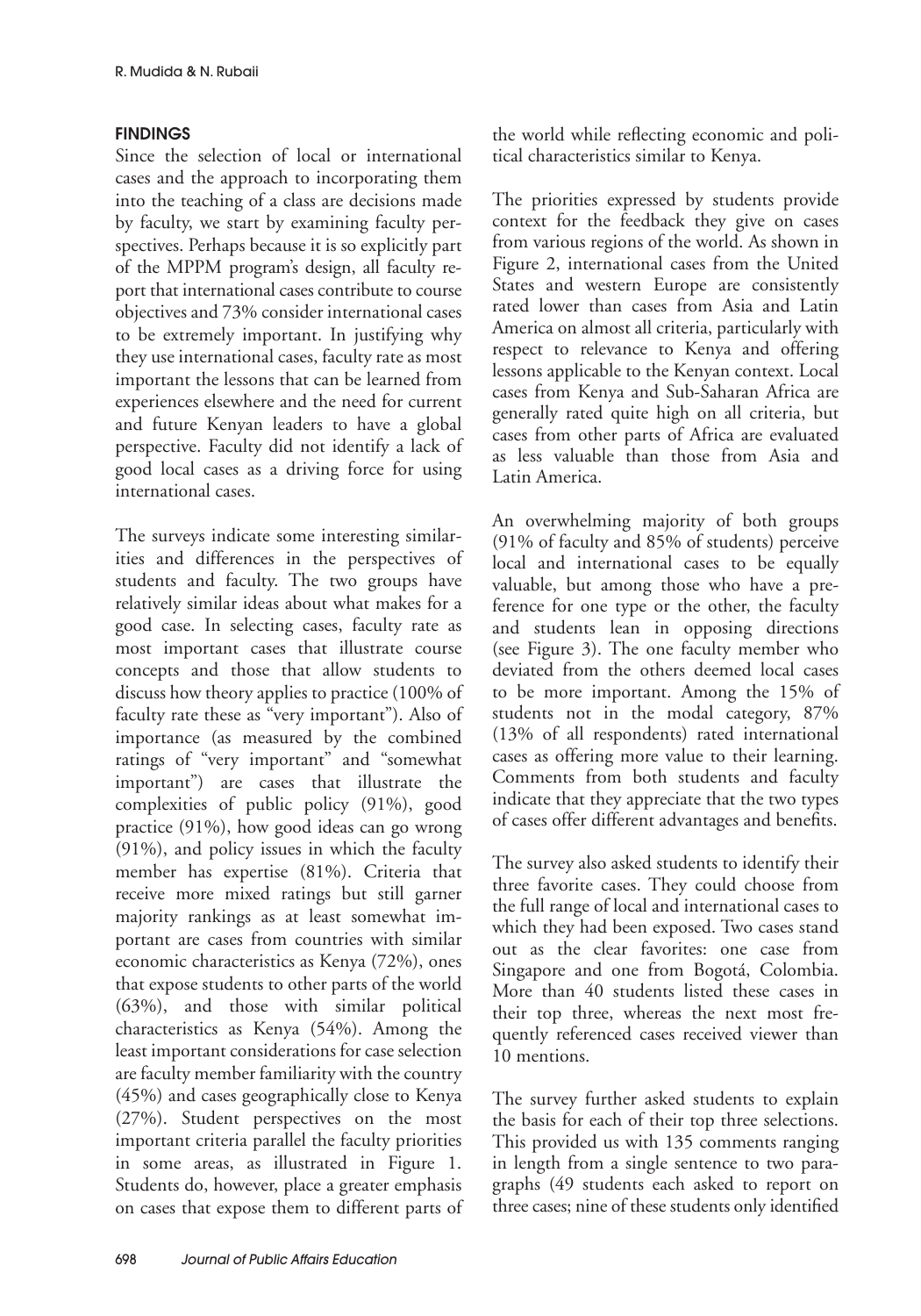## FINDINGS

Since the selection of local or international cases and the approach to incorporating them into the teaching of a class are decisions made by faculty, we start by examining faculty perspectives. Perhaps because it is so explicitly part of the MPPM program's design, all faculty report that international cases contribute to course objectives and 73% consider international cases to be extremely important. In justifying why they use international cases, faculty rate as most important the lessons that can be learned from experiences elsewhere and the need for current and future Kenyan leaders to have a global perspective. Faculty did not identify a lack of good local cases as a driving force for using international cases.

The surveys indicate some interesting similarities and differences in the perspectives of students and faculty. The two groups have relatively similar ideas about what makes for a good case. In selecting cases, faculty rate as most important cases that illustrate course concepts and those that allow students to discuss how theory applies to practice (100% of faculty rate these as "very important"). Also of importance (as measured by the combined ratings of "very important" and "somewhat important") are cases that illustrate the complexities of public policy (91%), good practice (91%), how good ideas can go wrong (91%), and policy issues in which the faculty member has expertise (81%). Criteria that receive more mixed ratings but still garner majority rankings as at least somewhat important are cases from countries with similar economic characteristics as Kenya (72%), ones that expose students to other parts of the world (63%), and those with similar political characteristics as Kenya (54%). Among the least important considerations for case selection are faculty member familiarity with the country (45%) and cases geographically close to Kenya (27%). Student perspectives on the most important criteria parallel the faculty priorities in some areas, as illustrated in Figure 1. Students do, however, place a greater emphasis on cases that expose them to different parts of the world while reflecting economic and political characteristics similar to Kenya.

The priorities expressed by students provide context for the feedback they give on cases from various regions of the world. As shown in Figure 2, international cases from the United States and western Europe are consistently rated lower than cases from Asia and Latin America on almost all criteria, particularly with respect to relevance to Kenya and offering lessons applicable to the Kenyan context. Local cases from Kenya and Sub-Saharan Africa are generally rated quite high on all criteria, but cases from other parts of Africa are evaluated as less valuable than those from Asia and Latin America.

An overwhelming majority of both groups (91% of faculty and 85% of students) perceive local and international cases to be equally valuable, but among those who have a preference for one type or the other, the faculty and students lean in opposing directions (see Figure 3). The one faculty member who deviated from the others deemed local cases to be more important. Among the 15% of students not in the modal category, 87% (13% of all respondents) rated international cases as offering more value to their learning. Comments from both students and faculty indicate that they appreciate that the two types of cases offer different advantages and benefits.

The survey also asked students to identify their three favorite cases. They could choose from the full range of local and international cases to which they had been exposed. Two cases stand out as the clear favorites: one case from Singapore and one from Bogotá, Colombia. More than 40 students listed these cases in their top three, whereas the next most frequently referenced cases received viewer than 10 mentions.

The survey further asked students to explain the basis for each of their top three selections. This provided us with 135 comments ranging in length from a single sentence to two paragraphs (49 students each asked to report on three cases; nine of these students only identified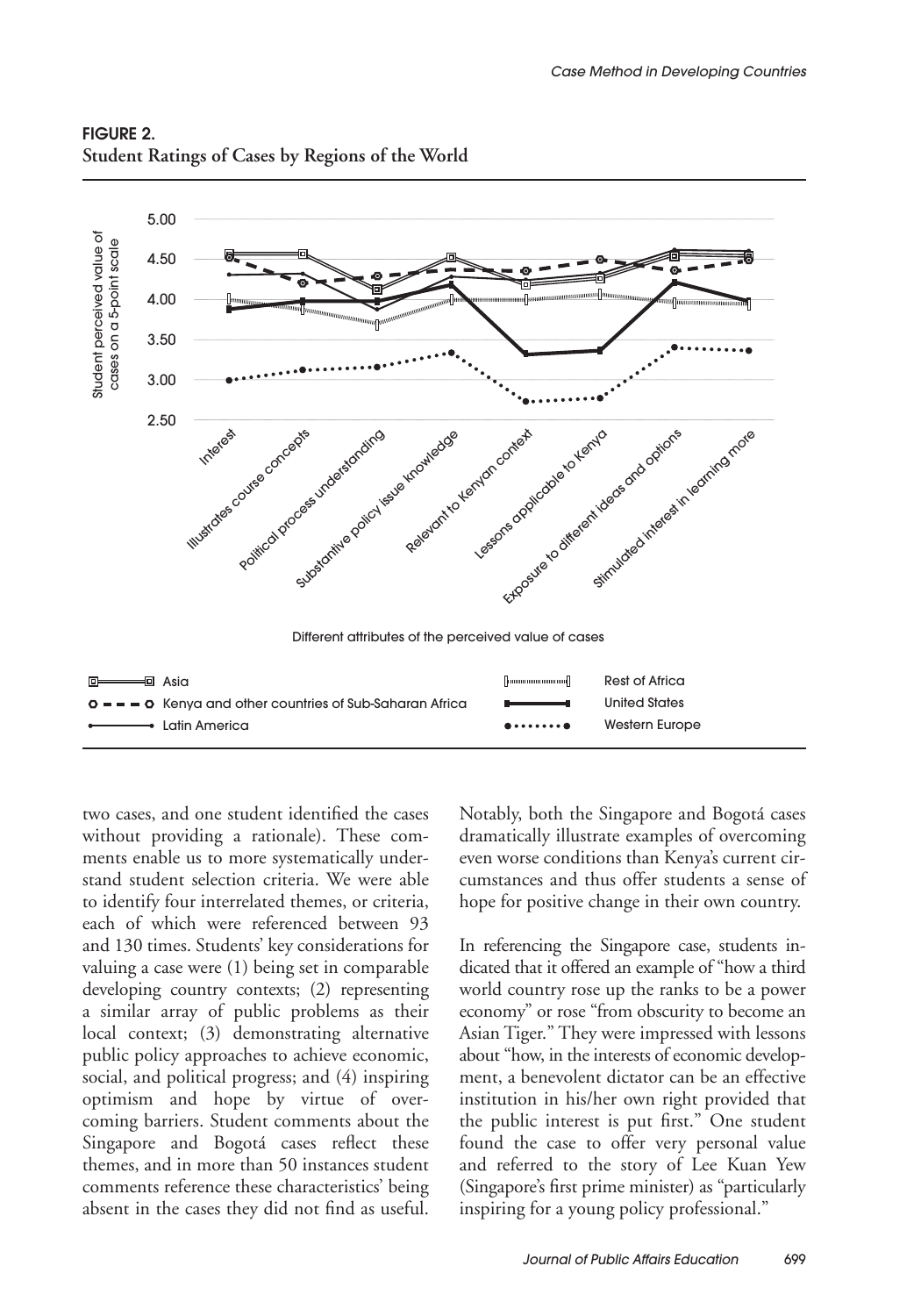**FIGURE 2.**
**Student Ratings of Cases by Regions of the World**

two cases, and one student identified the cases without providing a rationale). These comments enable us to more systematically understand student selection criteria. We were able to identify four interrelated themes, or criteria, each of which were referenced between 93 and 130 times. Students' key considerations for valuing a case were (1) being set in comparable developing country contexts; (2) representing a similar array of public problems as their local context; (3) demonstrating alternative public policy approaches to achieve economic, social, and political progress; and (4) inspiring optimism and hope by virtue of overcoming barriers. Student comments about the Singapore and Bogotá cases reflect these themes, and in more than 50 instances student comments reference these characteristics' being absent in the cases they did not find as useful. Notably, both the Singapore and Bogotá cases dramatically illustrate examples of overcoming even worse conditions than Kenya's current circumstances and thus offer students a sense of hope for positive change in their own country.

In referencing the Singapore case, students indicated that it offered an example of "how a third world country rose up the ranks to be a power economy" or rose "from obscurity to become an Asian Tiger." They were impressed with lessons about "how, in the interests of economic development, a benevolent dictator can be an effective institution in his/her own right provided that the public interest is put first." One student found the case to offer very personal value and referred to the story of Lee Kuan Yew (Singapore's first prime minister) as "particularly inspiring for a young policy professional."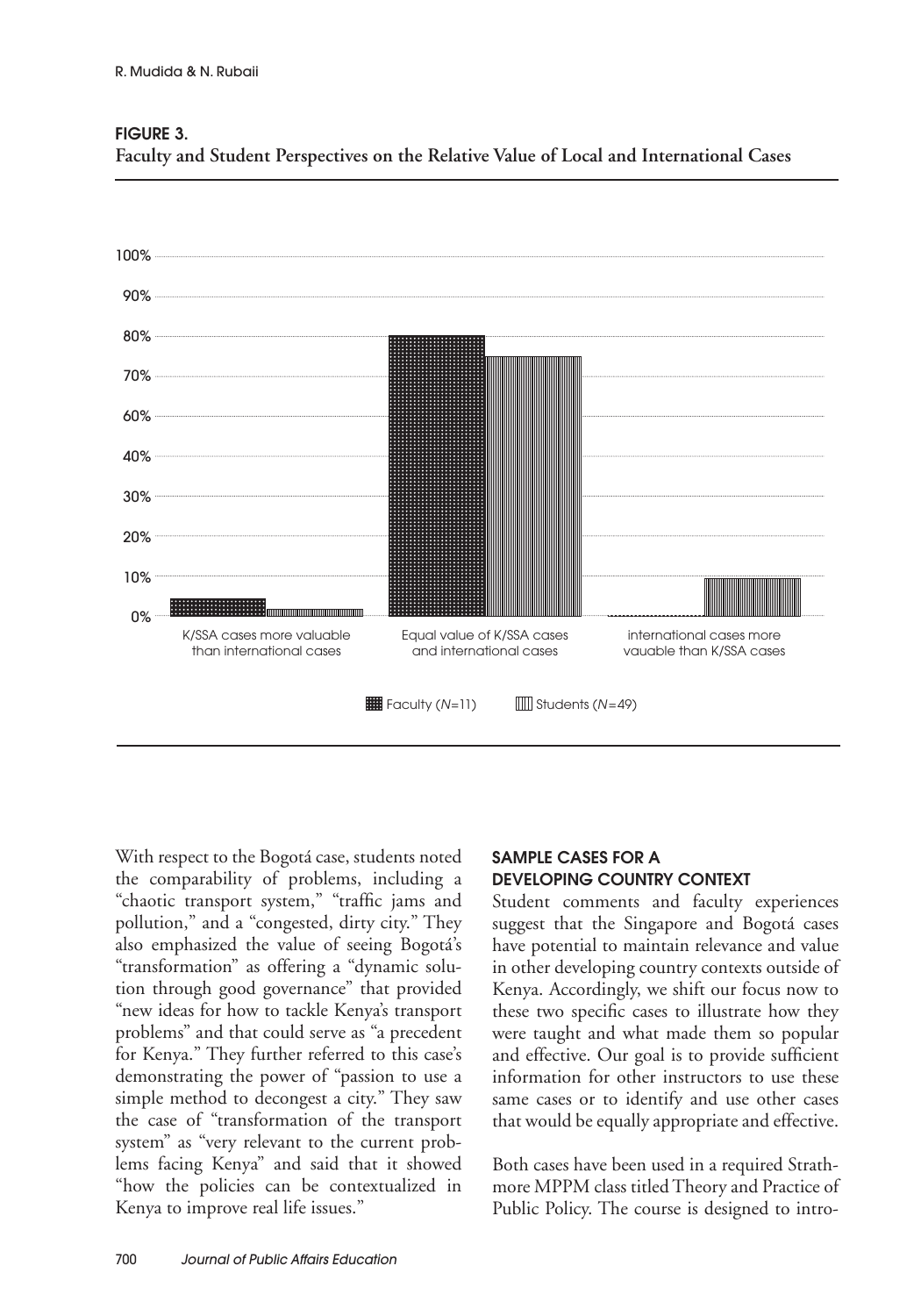**FIGURE 3.**
**Faculty and Student Perspectives on the Relative Value of Local and International Cases**

With respect to the Bogotá case, students noted the comparability of problems, including a "chaotic transport system," "traffic jams and pollution," and a "congested, dirty city." They also emphasized the value of seeing Bogotá's "transformation" as offering a "dynamic solution through good governance" that provided "new ideas for how to tackle Kenya's transport problems" and that could serve as "a precedent for Kenya." They further referred to this case's demonstrating the power of "passion to use a simple method to decongest a city." They saw the case of "transformation of the transport system" as "very relevant to the current problems facing Kenya" and said that it showed "how the policies can be contextualized in Kenya to improve real life issues."

## SAMPLE CASES FOR A DEVELOPING COUNTRY CONTEXT

Student comments and faculty experiences suggest that the Singapore and Bogotá cases have potential to maintain relevance and value in other developing country contexts outside of Kenya. Accordingly, we shift our focus now to these two specific cases to illustrate how they were taught and what made them so popular and effective. Our goal is to provide sufficient information for other instructors to use these same cases or to identify and use other cases that would be equally appropriate and effective.

Both cases have been used in a required Strathmore MPPM class titled Theory and Practice of Public Policy. The course is designed to intro-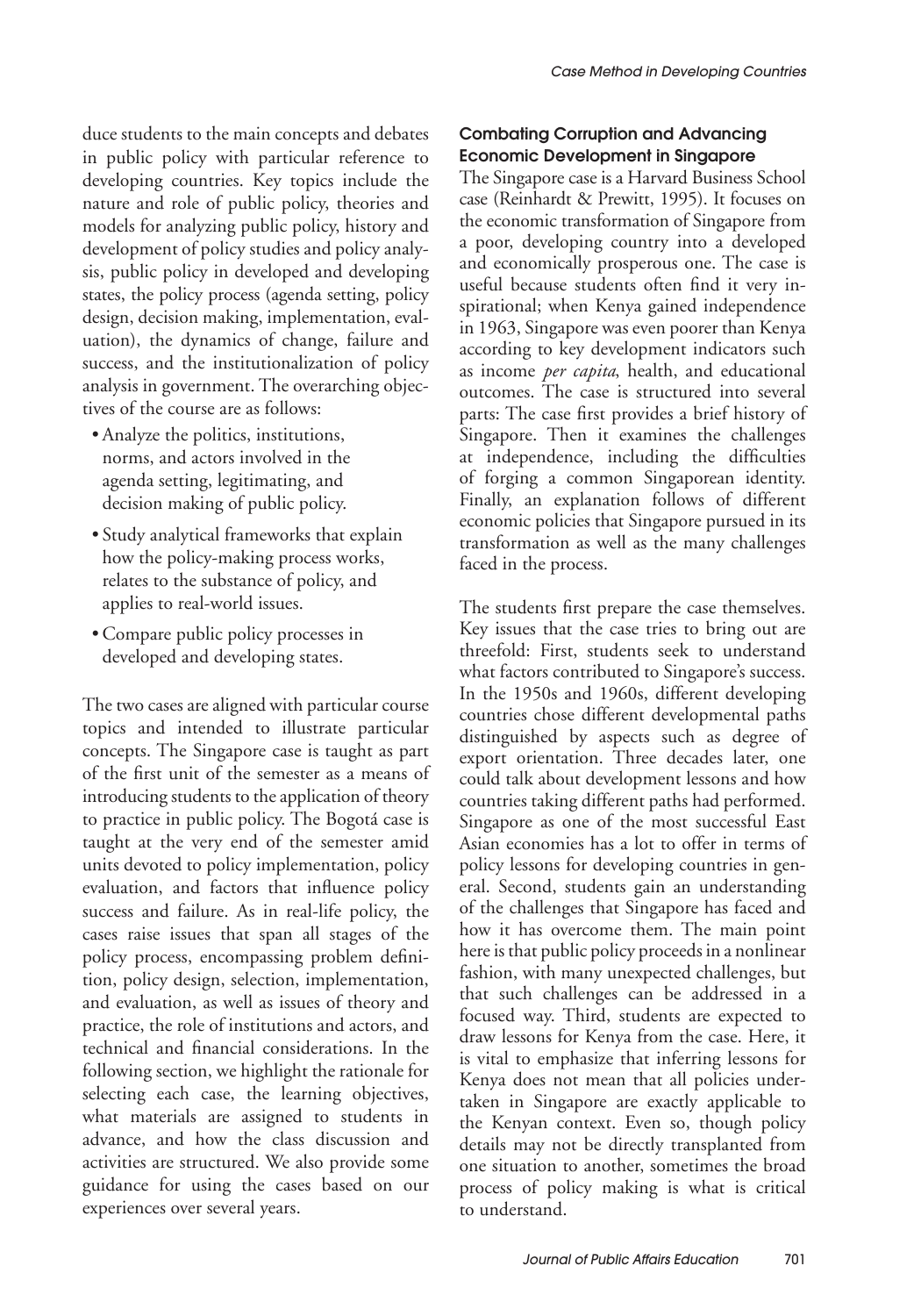duce students to the main concepts and debates in public policy with particular reference to developing countries. Key topics include the nature and role of public policy, theories and models for analyzing public policy, history and development of policy studies and policy analysis, public policy in developed and developing states, the policy process (agenda setting, policy design, decision making, implementation, evaluation), the dynamics of change, failure and success, and the institutionalization of policy analysis in government. The overarching objectives of the course are as follows:

- Analyze the politics, institutions, norms, and actors involved in the agenda setting, legitimating, and decision making of public policy.
- Study analytical frameworks that explain how the policy-making process works, relates to the substance of policy, and applies to real-world issues.
- Compare public policy processes in developed and developing states.

The two cases are aligned with particular course topics and intended to illustrate particular concepts. The Singapore case is taught as part of the first unit of the semester as a means of introducing students to the application of theory to practice in public policy. The Bogotá case is taught at the very end of the semester amid units devoted to policy implementation, policy evaluation, and factors that influence policy success and failure. As in real-life policy, the cases raise issues that span all stages of the policy process, encompassing problem definition, policy design, selection, implementation, and evaluation, as well as issues of theory and practice, the role of institutions and actors, and technical and financial considerations. In the following section, we highlight the rationale for selecting each case, the learning objectives, what materials are assigned to students in advance, and how the class discussion and activities are structured. We also provide some guidance for using the cases based on our experiences over several years.

### Combating Corruption and Advancing Economic Development in Singapore

The Singapore case is a Harvard Business School case (Reinhardt & Prewitt, 1995). It focuses on the economic transformation of Singapore from a poor, developing country into a developed and economically prosperous one. The case is useful because students often find it very inspirational; when Kenya gained independence in 1963, Singapore was even poorer than Kenya according to key development indicators such as income *per capita*, health, and educational outcomes. The case is structured into several parts: The case first provides a brief history of Singapore. Then it examines the challenges at independence, including the difficulties of forging a common Singaporean identity. Finally, an explanation follows of different economic policies that Singapore pursued in its transformation as well as the many challenges faced in the process.

The students first prepare the case themselves. Key issues that the case tries to bring out are threefold: First, students seek to understand what factors contributed to Singapore's success. In the 1950s and 1960s, different developing countries chose different developmental paths distinguished by aspects such as degree of export orientation. Three decades later, one could talk about development lessons and how countries taking different paths had performed. Singapore as one of the most successful East Asian economies has a lot to offer in terms of policy lessons for developing countries in general. Second, students gain an understanding of the challenges that Singapore has faced and how it has overcome them. The main point here is that public policy proceeds in a nonlinear fashion, with many unexpected challenges, but that such challenges can be addressed in a focused way. Third, students are expected to draw lessons for Kenya from the case. Here, it is vital to emphasize that inferring lessons for Kenya does not mean that all policies undertaken in Singapore are exactly applicable to the Kenyan context. Even so, though policy details may not be directly transplanted from one situation to another, sometimes the broad process of policy making is what is critical to understand.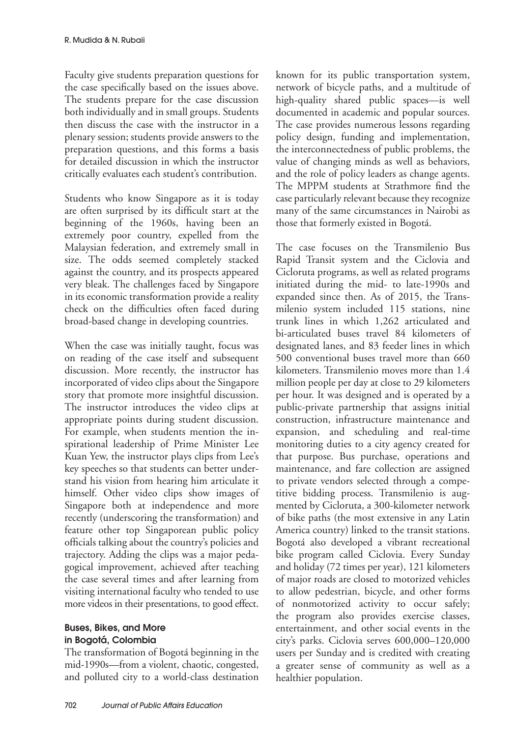Faculty give students preparation questions for the case specifically based on the issues above. The students prepare for the case discussion both individually and in small groups. Students then discuss the case with the instructor in a plenary session; students provide answers to the preparation questions, and this forms a basis for detailed discussion in which the instructor critically evaluates each student's contribution.

Students who know Singapore as it is today are often surprised by its difficult start at the beginning of the 1960s, having been an extremely poor country, expelled from the Malaysian federation, and extremely small in size. The odds seemed completely stacked against the country, and its prospects appeared very bleak. The challenges faced by Singapore in its economic transformation provide a reality check on the difficulties often faced during broad-based change in developing countries.

When the case was initially taught, focus was on reading of the case itself and subsequent discussion. More recently, the instructor has incorporated of video clips about the Singapore story that promote more insightful discussion. The instructor introduces the video clips at appropriate points during student discussion. For example, when students mention the inspirational leadership of Prime Minister Lee Kuan Yew, the instructor plays clips from Lee's key speeches so that students can better understand his vision from hearing him articulate it himself. Other video clips show images of Singapore both at independence and more recently (underscoring the transformation) and feature other top Singaporean public policy officials talking about the country's policies and trajectory. Adding the clips was a major pedagogical improvement, achieved after teaching the case several times and after learning from visiting international faculty who tended to use more videos in their presentations, to good effect.

### Buses, Bikes, and More in Bogotá, Colombia

The transformation of Bogotá beginning in the mid-1990s—from a violent, chaotic, congested, and polluted city to a world-class destination known for its public transportation system, network of bicycle paths, and a multitude of high-quality shared public spaces—is well documented in academic and popular sources. The case provides numerous lessons regarding policy design, funding and implementation, the interconnectedness of public problems, the value of changing minds as well as behaviors, and the role of policy leaders as change agents. The MPPM students at Strathmore find the case particularly relevant because they recognize many of the same circumstances in Nairobi as those that formerly existed in Bogotá.

The case focuses on the Transmilenio Bus Rapid Transit system and the Ciclovia and Cicloruta programs, as well as related programs initiated during the mid- to late-1990s and expanded since then. As of 2015, the Transmilenio system included 115 stations, nine trunk lines in which 1,262 articulated and bi-articulated buses travel 84 kilometers of designated lanes, and 83 feeder lines in which 500 conventional buses travel more than 660 kilometers. Transmilenio moves more than 1.4 million people per day at close to 29 kilometers per hour. It was designed and is operated by a public-private partnership that assigns initial construction, infrastructure maintenance and expansion, and scheduling and real-time monitoring duties to a city agency created for that purpose. Bus purchase, operations and maintenance, and fare collection are assigned to private vendors selected through a competitive bidding process. Transmilenio is augmented by Cicloruta, a 300-kilometer network of bike paths (the most extensive in any Latin America country) linked to the transit stations. Bogotá also developed a vibrant recreational bike program called Ciclovia. Every Sunday and holiday (72 times per year), 121 kilometers of major roads are closed to motorized vehicles to allow pedestrian, bicycle, and other forms of nonmotorized activity to occur safely; the program also provides exercise classes, entertainment, and other social events in the city's parks. Ciclovia serves 600,000–120,000 users per Sunday and is credited with creating a greater sense of community as well as a healthier population.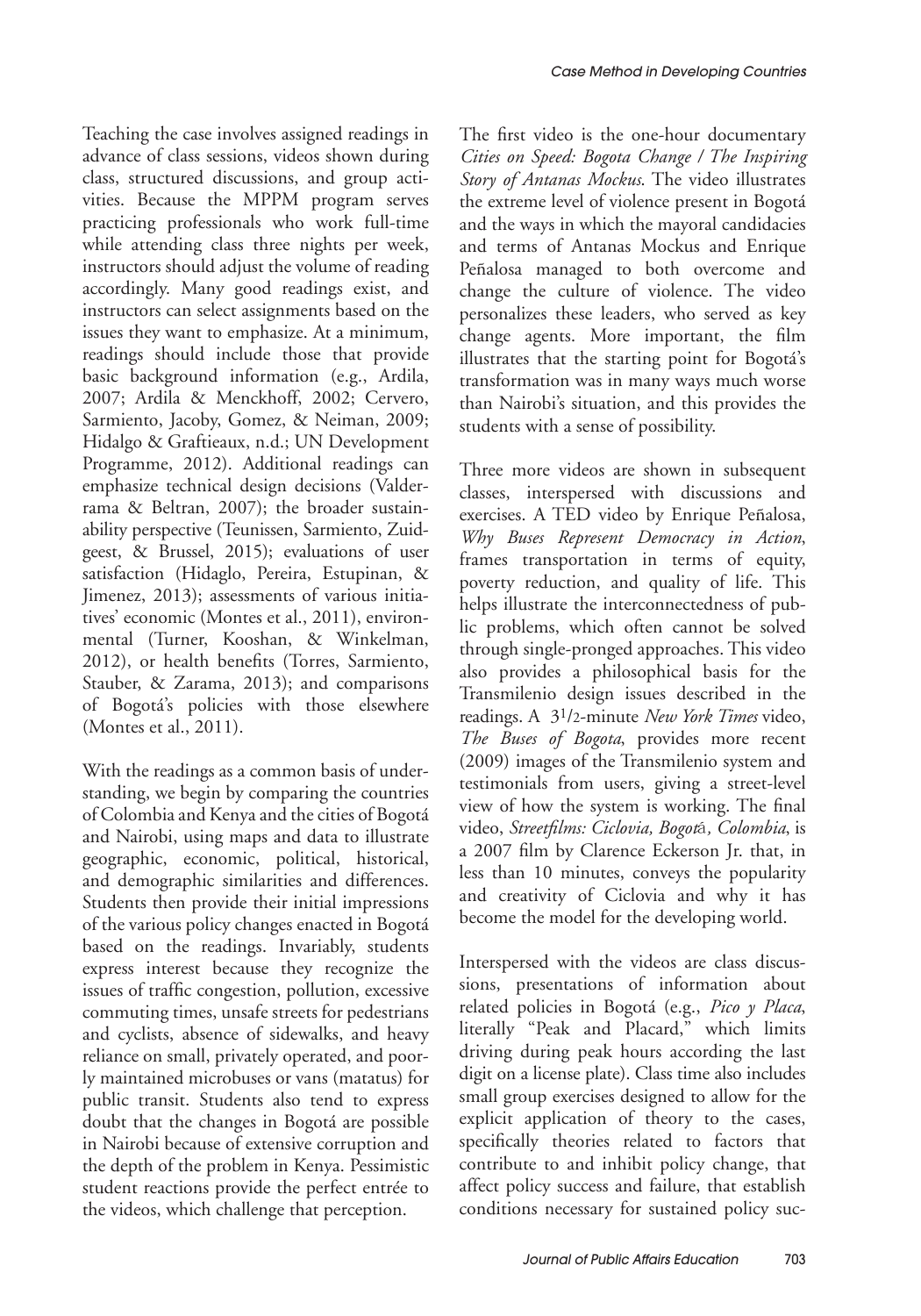Teaching the case involves assigned readings in advance of class sessions, videos shown during class, structured discussions, and group activities. Because the MPPM program serves practicing professionals who work full-time while attending class three nights per week, instructors should adjust the volume of reading accordingly. Many good readings exist, and instructors can select assignments based on the issues they want to emphasize. At a minimum, readings should include those that provide basic background information (e.g., Ardila, 2007; Ardila & Menckhoff, 2002; Cervero, Sarmiento, Jacoby, Gomez, & Neiman, 2009; Hidalgo & Graftieaux, n.d.; UN Development Programme, 2012). Additional readings can emphasize technical design decisions (Valderrama & Beltran, 2007); the broader sustainability perspective (Teunissen, Sarmiento, Zuidgeest, & Brussel, 2015); evaluations of user satisfaction (Hidaglo, Pereira, Estupinan, & Jimenez, 2013); assessments of various initiatives' economic (Montes et al., 2011), environmental (Turner, Kooshan, & Winkelman, 2012), or health benefits (Torres, Sarmiento, Stauber, & Zarama, 2013); and comparisons of Bogotá's policies with those elsewhere (Montes et al., 2011).

With the readings as a common basis of understanding, we begin by comparing the countries of Colombia and Kenya and the cities of Bogotá and Nairobi, using maps and data to illustrate geographic, economic, political, historical, and demographic similarities and differences. Students then provide their initial impressions of the various policy changes enacted in Bogotá based on the readings. Invariably, students express interest because they recognize the issues of traffic congestion, pollution, excessive commuting times, unsafe streets for pedestrians and cyclists, absence of sidewalks, and heavy reliance on small, privately operated, and poorly maintained microbuses or vans (matatus) for public transit. Students also tend to express doubt that the changes in Bogotá are possible in Nairobi because of extensive corruption and the depth of the problem in Kenya. Pessimistic student reactions provide the perfect entrée to the videos, which challenge that perception.

The first video is the one-hour documentary *Cities on Speed: Bogota Change / The Inspiring Story of Antanas Mockus*. The video illustrates the extreme level of violence present in Bogotá and the ways in which the mayoral candidacies and terms of Antanas Mockus and Enrique Peñalosa managed to both overcome and change the culture of violence. The video personalizes these leaders, who served as key change agents. More important, the film illustrates that the starting point for Bogotá's transformation was in many ways much worse than Nairobi's situation, and this provides the students with a sense of possibility.

Three more videos are shown in subsequent classes, interspersed with discussions and exercises. A TED video by Enrique Peñalosa, *Why Buses Represent Democracy in Action*, frames transportation in terms of equity, poverty reduction, and quality of life. This helps illustrate the interconnectedness of public problems, which often cannot be solved through single-pronged approaches. This video also provides a philosophical basis for the Transmilenio design issues described in the readings. A 3½-minute *New York Times* video, *The Buses of Bogota*, provides more recent (2009) images of the Transmilenio system and testimonials from users, giving a street-level view of how the system is working. The final video, *Streetfilms: Ciclovia, Bogot*ä*, Colombia*, is a 2007 film by Clarence Eckerson Jr. that, in less than 10 minutes, conveys the popularity and creativity of Ciclovia and why it has become the model for the developing world.

Interspersed with the videos are class discussions, presentations of information about related policies in Bogotá (e.g., *Pico y Placa*, literally "Peak and Placard," which limits driving during peak hours according the last digit on a license plate). Class time also includes small group exercises designed to allow for the explicit application of theory to the cases, specifically theories related to factors that contribute to and inhibit policy change, that affect policy success and failure, that establish conditions necessary for sustained policy suc-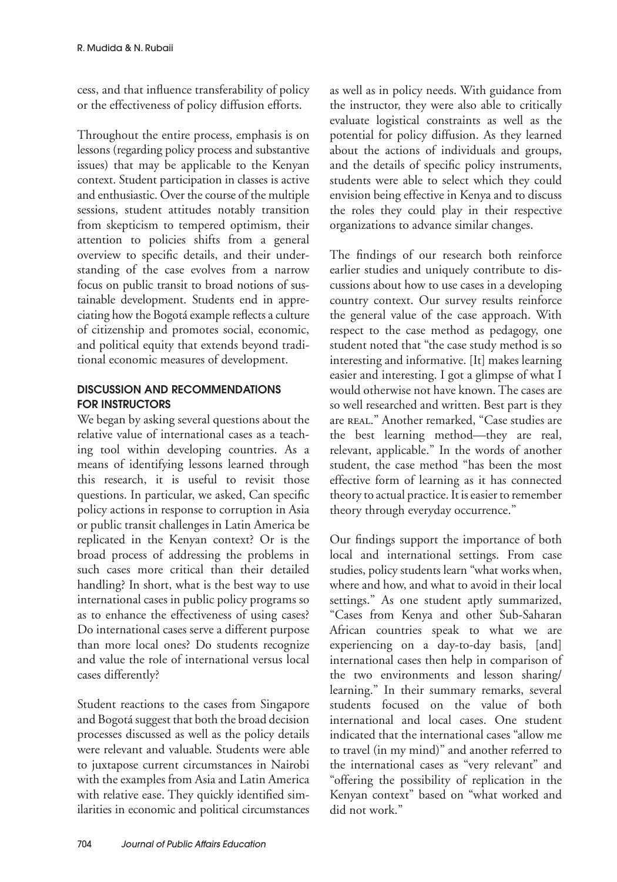cess, and that influence transferability of policy or the effectiveness of policy diffusion efforts.

Throughout the entire process, emphasis is on lessons (regarding policy process and substantive issues) that may be applicable to the Kenyan context. Student participation in classes is active and enthusiastic. Over the course of the multiple sessions, student attitudes notably transition from skepticism to tempered optimism, their attention to policies shifts from a general overview to specific details, and their understanding of the case evolves from a narrow focus on public transit to broad notions of sustainable development. Students end in appreciating how the Bogotá example reflects a culture of citizenship and promotes social, economic, and political equity that extends beyond traditional economic measures of development.

## DISCUSSION AND RECOMMENDATIONS FOR INSTRUCTORS

We began by asking several questions about the relative value of international cases as a teaching tool within developing countries. As a means of identifying lessons learned through this research, it is useful to revisit those questions. In particular, we asked, Can specific policy actions in response to corruption in Asia or public transit challenges in Latin America be replicated in the Kenyan context? Or is the broad process of addressing the problems in such cases more critical than their detailed handling? In short, what is the best way to use international cases in public policy programs so as to enhance the effectiveness of using cases? Do international cases serve a different purpose than more local ones? Do students recognize and value the role of international versus local cases differently?

Student reactions to the cases from Singapore and Bogotá suggest that both the broad decision processes discussed as well as the policy details were relevant and valuable. Students were able to juxtapose current circumstances in Nairobi with the examples from Asia and Latin America with relative ease. They quickly identified similarities in economic and political circumstances as well as in policy needs. With guidance from the instructor, they were also able to critically evaluate logistical constraints as well as the potential for policy diffusion. As they learned about the actions of individuals and groups, and the details of specific policy instruments, students were able to select which they could envision being effective in Kenya and to discuss the roles they could play in their respective organizations to advance similar changes.

The findings of our research both reinforce earlier studies and uniquely contribute to discussions about how to use cases in a developing country context. Our survey results reinforce the general value of the case approach. With respect to the case method as pedagogy, one student noted that "the case study method is so interesting and informative. [It] makes learning easier and interesting. I got a glimpse of what I would otherwise not have known. The cases are so well researched and written. Best part is they are REAL." Another remarked, "Case studies are the best learning method—they are real, relevant, applicable." In the words of another student, the case method "has been the most effective form of learning as it has connected theory to actual practice. It is easier to remember theory through everyday occurrence."

Our findings support the importance of both local and international settings. From case studies, policy students learn "what works when, where and how, and what to avoid in their local settings." As one student aptly summarized, "Cases from Kenya and other Sub-Saharan African countries speak to what we are experiencing on a day-to-day basis, [and] international cases then help in comparison of the two environments and lesson sharing/learning." In their summary remarks, several students focused on the value of both international and local cases. One student indicated that the international cases "allow me to travel (in my mind)" and another referred to the international cases as "very relevant" and "offering the possibility of replication in the Kenyan context" based on "what worked and did not work."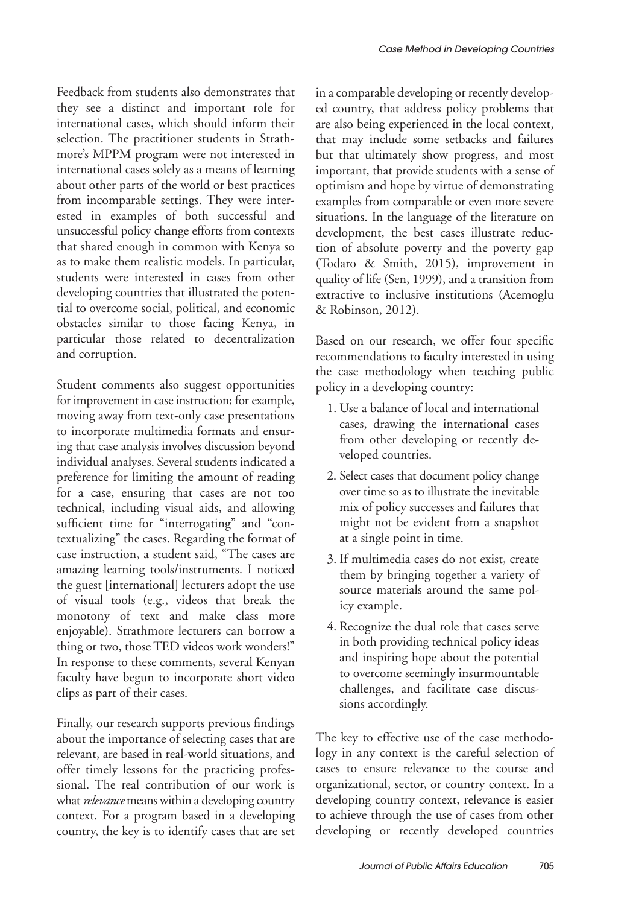Feedback from students also demonstrates that they see a distinct and important role for international cases, which should inform their selection. The practitioner students in Strathmore's MPPM program were not interested in international cases solely as a means of learning about other parts of the world or best practices from incomparable settings. They were interested in examples of both successful and unsuccessful policy change efforts from contexts that shared enough in common with Kenya so as to make them realistic models. In particular, students were interested in cases from other developing countries that illustrated the potential to overcome social, political, and economic obstacles similar to those facing Kenya, in particular those related to decentralization and corruption.

Student comments also suggest opportunities for improvement in case instruction; for example, moving away from text-only case presentations to incorporate multimedia formats and ensuring that case analysis involves discussion beyond individual analyses. Several students indicated a preference for limiting the amount of reading for a case, ensuring that cases are not too technical, including visual aids, and allowing sufficient time for "interrogating" and "contextualizing" the cases. Regarding the format of case instruction, a student said, "The cases are amazing learning tools/instruments. I noticed the guest [international] lecturers adopt the use of visual tools (e.g., videos that break the monotony of text and make class more enjoyable). Strathmore lecturers can borrow a thing or two, those TED videos work wonders!" In response to these comments, several Kenyan faculty have begun to incorporate short video clips as part of their cases.

Finally, our research supports previous findings about the importance of selecting cases that are relevant, are based in real-world situations, and offer timely lessons for the practicing professional. The real contribution of our work is what *relevance* means within a developing country context. For a program based in a developing country, the key is to identify cases that are set in a comparable developing or recently developed country, that address policy problems that are also being experienced in the local context, that may include some setbacks and failures but that ultimately show progress, and most important, that provide students with a sense of optimism and hope by virtue of demonstrating examples from comparable or even more severe situations. In the language of the literature on development, the best cases illustrate reduction of absolute poverty and the poverty gap (Todaro & Smith, 2015), improvement in quality of life (Sen, 1999), and a transition from extractive to inclusive institutions (Acemoglu & Robinson, 2012).

Based on our research, we offer four specific recommendations to faculty interested in using the case methodology when teaching public policy in a developing country:

1. Use a balance of local and international cases, drawing the international cases from other developing or recently developed countries.
2. Select cases that document policy change over time so as to illustrate the inevitable mix of policy successes and failures that might not be evident from a snapshot at a single point in time.
3. If multimedia cases do not exist, create them by bringing together a variety of source materials around the same policy example.
4. Recognize the dual role that cases serve in both providing technical policy ideas and inspiring hope about the potential to overcome seemingly insurmountable challenges, and facilitate case discussions accordingly.

The key to effective use of the case methodology in any context is the careful selection of cases to ensure relevance to the course and organizational, sector, or country context. In a developing country context, relevance is easier to achieve through the use of cases from other developing or recently developed countries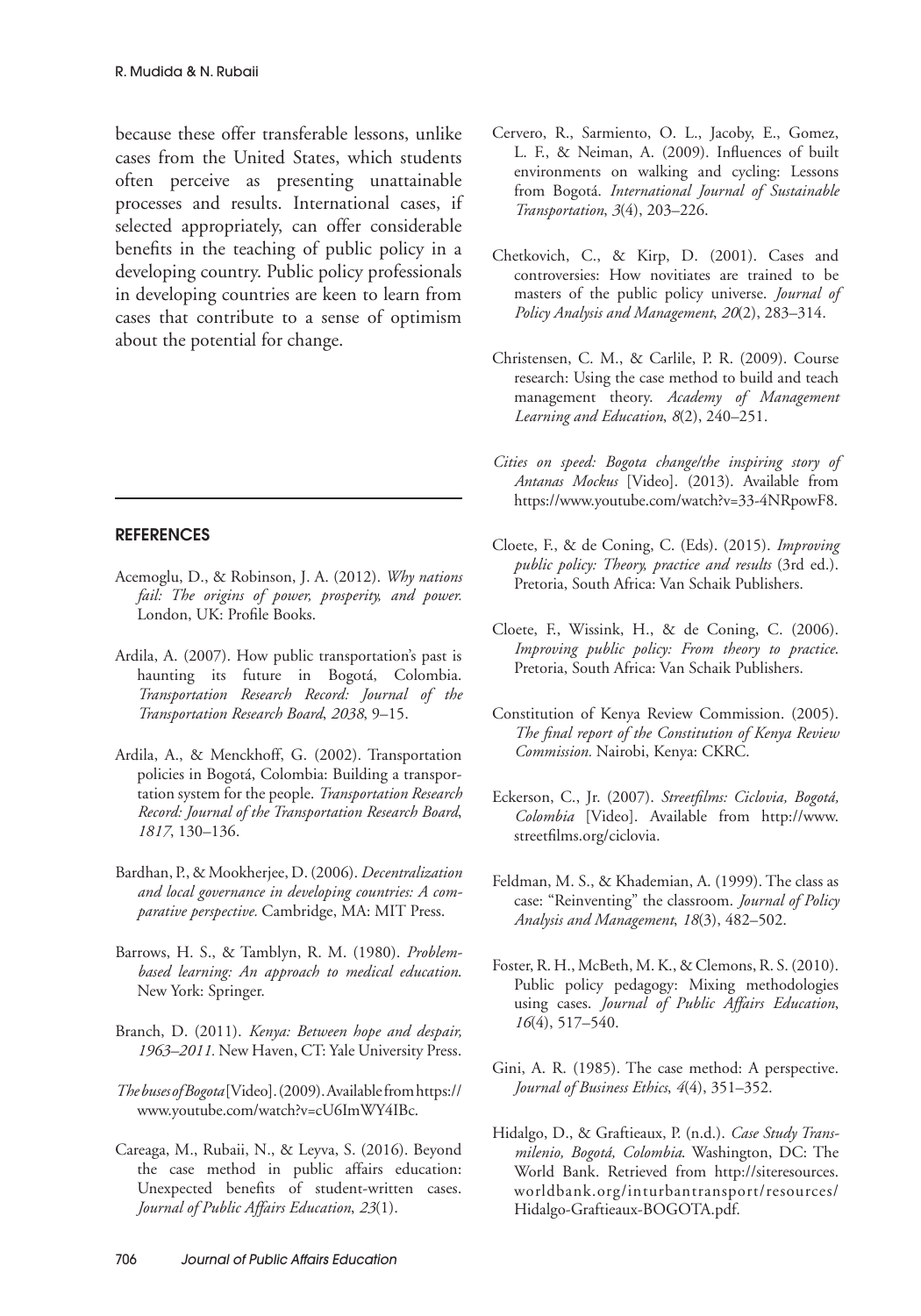because these offer transferable lessons, unlike cases from the United States, which students often perceive as presenting unattainable processes and results. International cases, if selected appropriately, can offer considerable benefits in the teaching of public policy in a developing country. Public policy professionals in developing countries are keen to learn from cases that contribute to a sense of optimism about the potential for change.

## REFERENCES

Acemoglu, D., & Robinson, J. A. (2012). *Why nations fail: The origins of power, prosperity, and power.* London, UK: Profile Books.

Ardila, A. (2007). How public transportation's past is haunting its future in Bogotá, Colombia. *Transportation Research Record: Journal of the Transportation Research Board*, *2038*, 9–15.

Ardila, A., & Menckhoff, G. (2002). Transportation policies in Bogotá, Colombia: Building a transportation system for the people. *Transportation Research Record: Journal of the Transportation Research Board*, *1817*, 130–136.

Bardhan, P., & Mookherjee, D. (2006). *Decentralization and local governance in developing countries: A comparative perspective.* Cambridge, MA: MIT Press.

Barrows, H. S., & Tamblyn, R. M. (1980). *Problem-based learning: An approach to medical education.* New York: Springer.

Branch, D. (2011). *Kenya: Between hope and despair, 1963–2011.* New Haven, CT: Yale University Press.

*The buses of Bogota* [Video]. (2009). Available from https://www.youtube.com/watch?v=cU6ImWY4IBc.

Careaga, M., Rubaii, N., & Leyva, S. (2016). Beyond the case method in public affairs education: Unexpected benefits of student-written cases. *Journal of Public Affairs Education*, *23*(1).

Cervero, R., Sarmiento, O. L., Jacoby, E., Gomez, L. F., & Neiman, A. (2009). Influences of built environments on walking and cycling: Lessons from Bogotá. *International Journal of Sustainable Transportation*, *3*(4), 203–226.

Chetkovich, C., & Kirp, D. (2001). Cases and controversies: How novitiates are trained to be masters of the public policy universe. *Journal of Policy Analysis and Management*, *20*(2), 283–314.

Christensen, C. M., & Carlile, P. R. (2009). Course research: Using the case method to build and teach management theory. *Academy of Management Learning and Education*, *8*(2), 240–251.

*Cities on speed: Bogota change/the inspiring story of Antanas Mockus* [Video]. (2013). Available from https://www.youtube.com/watch?v=33-4NRpowF8.

Cloete, F., & de Coning, C. (Eds). (2015). *Improving public policy: Theory, practice and results* (3rd ed.). Pretoria, South Africa: Van Schaik Publishers.

Cloete, F., Wissink, H., & de Coning, C. (2006). *Improving public policy: From theory to practice.* Pretoria, South Africa: Van Schaik Publishers.

Constitution of Kenya Review Commission. (2005). *The final report of the Constitution of Kenya Review Commission.* Nairobi, Kenya: CKRC.

Eckerson, C., Jr. (2007). *Streetfilms: Ciclovia, Bogotá, Colombia* [Video]. Available from http://www.streetfilms.org/ciclovia.

Feldman, M. S., & Khademian, A. (1999). The class as case: "Reinventing" the classroom. *Journal of Policy Analysis and Management*, *18*(3), 482–502.

Foster, R. H., McBeth, M. K., & Clemons, R. S. (2010). Public policy pedagogy: Mixing methodologies using cases. *Journal of Public Affairs Education*, *16*(4), 517–540.

Gini, A. R. (1985). The case method: A perspective. *Journal of Business Ethics*, *4*(4), 351–352.

Hidalgo, D., & Graftieaux, P. (n.d.). *Case Study Transmilenio, Bogotá, Colombia.* Washington, DC: The World Bank. Retrieved from http://siteresources.worldbank.org/inturbantransport/resources/Hidalgo-Graftieaux-BOGOTA.pdf.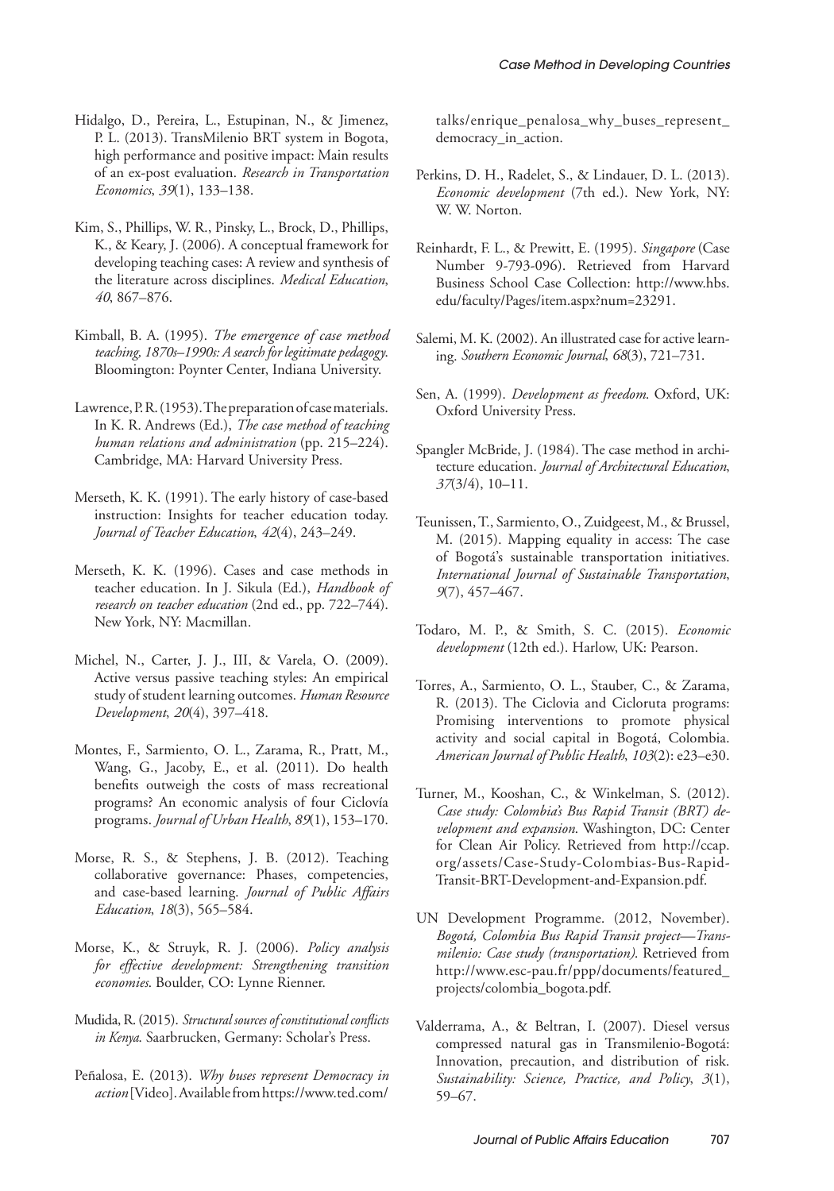Hidalgo, D., Pereira, L., Estupinan, N., & Jimenez, P. L. (2013). TransMilenio BRT system in Bogota, high performance and positive impact: Main results of an ex-post evaluation. *Research in Transportation Economics*, *39*(1), 133–138.

Kim, S., Phillips, W. R., Pinsky, L., Brock, D., Phillips, K., & Keary, J. (2006). A conceptual framework for developing teaching cases: A review and synthesis of the literature across disciplines. *Medical Education*, *40*, 867–876.

Kimball, B. A. (1995). *The emergence of case method teaching, 1870s–1990s: A search for legitimate pedagogy*. Bloomington: Poynter Center, Indiana University.

Lawrence, P. R. (1953). The preparation of case materials. In K. R. Andrews (Ed.), *The case method of teaching human relations and administration* (pp. 215–224). Cambridge, MA: Harvard University Press.

Merseth, K. K. (1991). The early history of case-based instruction: Insights for teacher education today. *Journal of Teacher Education*, *42*(4), 243–249.

Merseth, K. K. (1996). Cases and case methods in teacher education. In J. Sikula (Ed.), *Handbook of research on teacher education* (2nd ed., pp. 722–744). New York, NY: Macmillan.

Michel, N., Carter, J. J., III, & Varela, O. (2009). Active versus passive teaching styles: An empirical study of student learning outcomes. *Human Resource Development*, *20*(4), 397–418.

Montes, F., Sarmiento, O. L., Zarama, R., Pratt, M., Wang, G., Jacoby, E., et al. (2011). Do health benefits outweigh the costs of mass recreational programs? An economic analysis of four Ciclovía programs. *Journal of Urban Health*, *89*(1), 153–170.

Morse, R. S., & Stephens, J. B. (2012). Teaching collaborative governance: Phases, competencies, and case-based learning. *Journal of Public Affairs Education*, *18*(3), 565–584.

Morse, K., & Struyk, R. J. (2006). *Policy analysis for effective development: Strengthening transition economies*. Boulder, CO: Lynne Rienner.

Mudida, R. (2015). *Structural sources of constitutional conflicts in Kenya*. Saarbrucken, Germany: Scholar's Press.

Peñalosa, E. (2013). *Why buses represent Democracy in action* [Video]. Available from https://www.ted.com/talks/enrique_penalosa_why_buses_represent_democracy_in_action.

Perkins, D. H., Radelet, S., & Lindauer, D. L. (2013). *Economic development* (7th ed.). New York, NY: W. W. Norton.

Reinhardt, F. L., & Prewitt, E. (1995). *Singapore* (Case Number 9-793-096). Retrieved from Harvard Business School Case Collection: http://www.hbs.edu/faculty/Pages/item.aspx?num=23291.

Salemi, M. K. (2002). An illustrated case for active learning. *Southern Economic Journal*, *68*(3), 721–731.

Sen, A. (1999). *Development as freedom*. Oxford, UK: Oxford University Press.

Spangler McBride, J. (1984). The case method in architecture education. *Journal of Architectural Education*, *37*(3/4), 10–11.

Teunissen, T., Sarmiento, O., Zuidgeest, M., & Brussel, M. (2015). Mapping equality in access: The case of Bogotá's sustainable transportation initiatives. *International Journal of Sustainable Transportation*, *9*(7), 457–467.

Todaro, M. P., & Smith, S. C. (2015). *Economic development* (12th ed.). Harlow, UK: Pearson.

Torres, A., Sarmiento, O. L., Stauber, C., & Zarama, R. (2013). The Ciclovia and Cicloruta programs: Promising interventions to promote physical activity and social capital in Bogotá, Colombia. *American Journal of Public Health*, *103*(2): e23–e30.

Turner, M., Kooshan, C., & Winkelman, S. (2012). *Case study: Colombia's Bus Rapid Transit (BRT) development and expansion*. Washington, DC: Center for Clean Air Policy. Retrieved from http://ccap.org/assets/Case-Study-Colombias-Bus-Rapid-Transit-BRT-Development-and-Expansion.pdf.

UN Development Programme. (2012, November). *Bogotá, Colombia Bus Rapid Transit project—Transmilenio: Case study (transportation)*. Retrieved from http://www.esc-pau.fr/ppp/documents/featured_projects/colombia_bogota.pdf.

Valderrama, A., & Beltran, I. (2007). Diesel versus compressed natural gas in Transmilenio-Bogotá: Innovation, precaution, and distribution of risk. *Sustainability: Science, Practice, and Policy*, *3*(1), 59–67.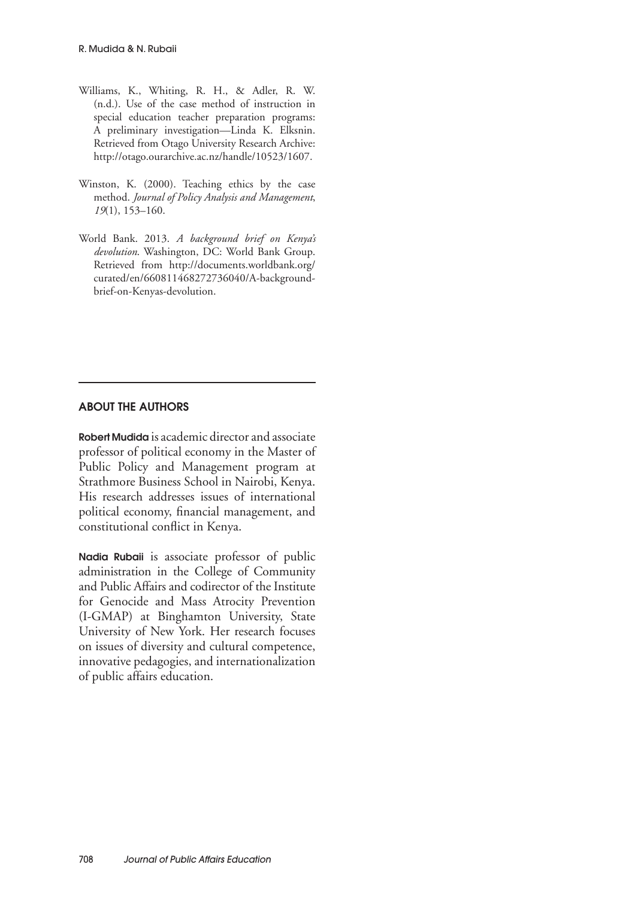Williams, K., Whiting, R. H., & Adler, R. W. (n.d.). Use of the case method of instruction in special education teacher preparation programs: A preliminary investigation—Linda K. Elksnin. Retrieved from Otago University Research Archive: http://otago.ourarchive.ac.nz/handle/10523/1607.

Winston, K. (2000). Teaching ethics by the case method. *Journal of Policy Analysis and Management*, *19*(1), 153–160.

World Bank. 2013. *A background brief on Kenya's devolution*. Washington, DC: World Bank Group. Retrieved from http://documents.worldbank.org/curated/en/660811468272736040/A-background-brief-on-Kenyas-devolution.

## ABOUT THE AUTHORS

**Robert Mudida** is academic director and associate professor of political economy in the Master of Public Policy and Management program at Strathmore Business School in Nairobi, Kenya. His research addresses issues of international political economy, financial management, and constitutional conflict in Kenya.

**Nadia Rubaii** is associate professor of public administration in the College of Community and Public Affairs and codirector of the Institute for Genocide and Mass Atrocity Prevention (I-GMAP) at Binghamton University, State University of New York. Her research focuses on issues of diversity and cultural competence, innovative pedagogies, and internationalization of public affairs education.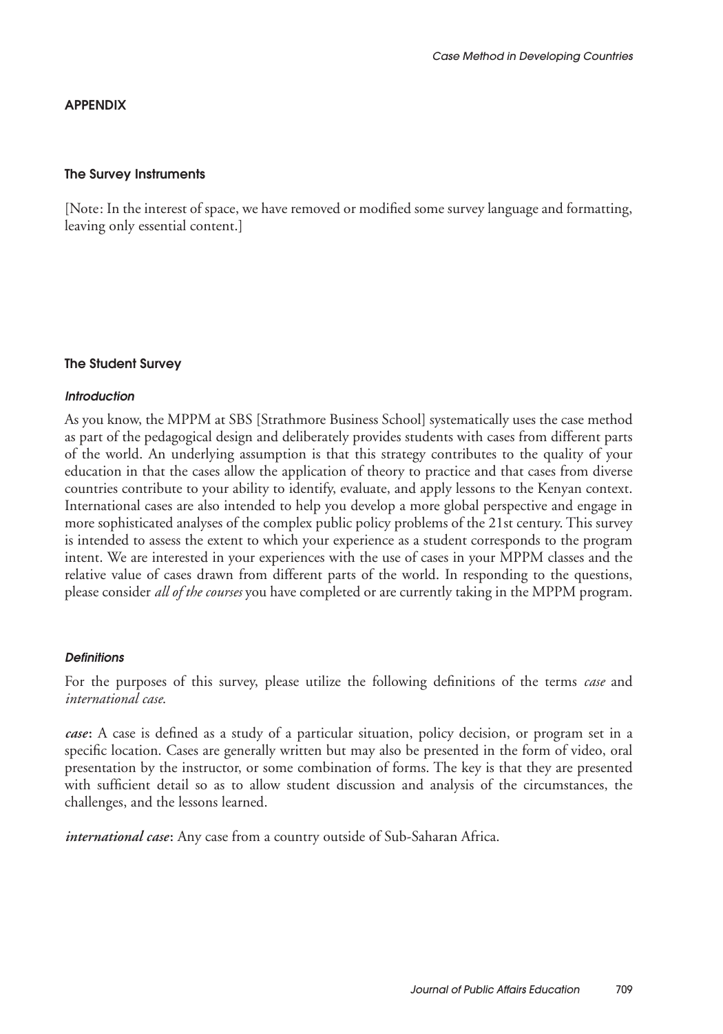## APPENDIX

### The Survey Instruments

[Note: In the interest of space, we have removed or modified some survey language and formatting, leaving only essential content.]

### The Student Survey

#### *Introduction*

As you know, the MPPM at SBS [Strathmore Business School] systematically uses the case method as part of the pedagogical design and deliberately provides students with cases from different parts of the world. An underlying assumption is that this strategy contributes to the quality of your education in that the cases allow the application of theory to practice and that cases from diverse countries contribute to your ability to identify, evaluate, and apply lessons to the Kenyan context. International cases are also intended to help you develop a more global perspective and engage in more sophisticated analyses of the complex public policy problems of the 21st century. This survey is intended to assess the extent to which your experience as a student corresponds to the program intent. We are interested in your experiences with the use of cases in your MPPM classes and the relative value of cases drawn from different parts of the world. In responding to the questions, please consider *all of the courses* you have completed or are currently taking in the MPPM program.

#### *Definitions*

For the purposes of this survey, please utilize the following definitions of the terms *case* and *international case*.

***case***: A case is defined as a study of a particular situation, policy decision, or program set in a specific location. Cases are generally written but may also be presented in the form of video, oral presentation by the instructor, or some combination of forms. The key is that they are presented with sufficient detail so as to allow student discussion and analysis of the circumstances, the challenges, and the lessons learned.

***international case***: Any case from a country outside of Sub-Saharan Africa.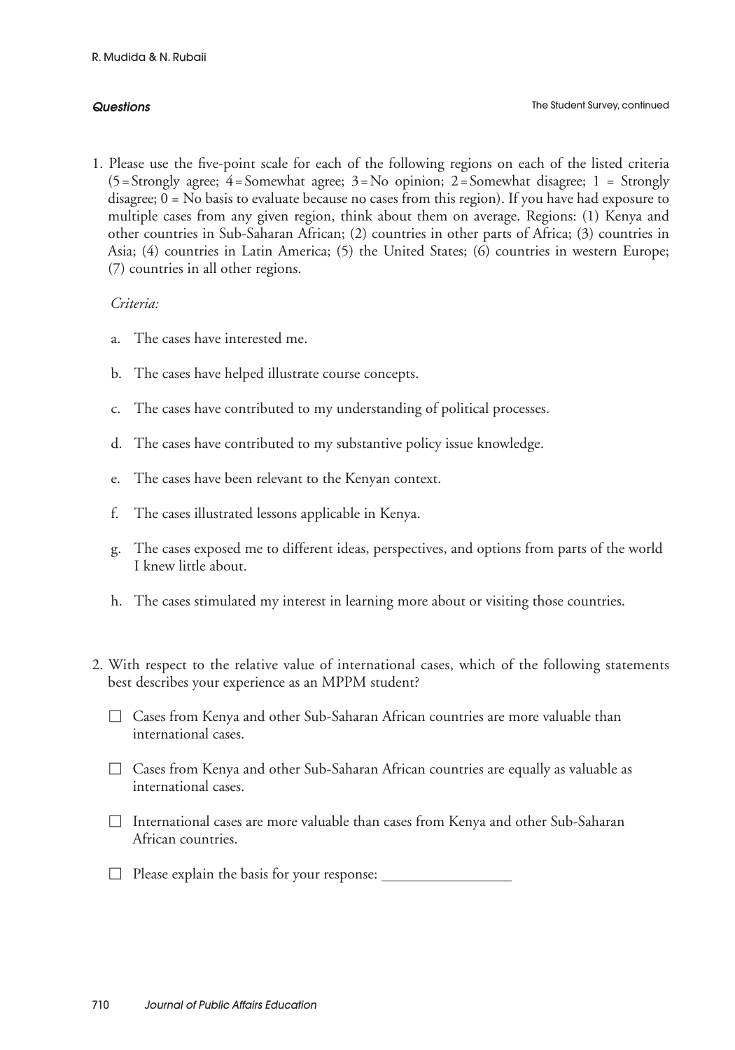***Questions***

The Student Survey, continued

1. Please use the five-point scale for each of the following regions on each of the listed criteria (5 = Strongly agree; 4 = Somewhat agree; 3 = No opinion; 2 = Somewhat disagree; 1 = Strongly disagree; 0 = No basis to evaluate because no cases from this region). If you have had exposure to multiple cases from any given region, think about them on average. Regions: (1) Kenya and other countries in Sub-Saharan African; (2) countries in other parts of Africa; (3) countries in Asia; (4) countries in Latin America; (5) the United States; (6) countries in western Europe; (7) countries in all other regions.

   *Criteria:*

   a. The cases have interested me.

   b. The cases have helped illustrate course concepts.

   c. The cases have contributed to my understanding of political processes.

   d. The cases have contributed to my substantive policy issue knowledge.

   e. The cases have been relevant to the Kenyan context.

   f. The cases illustrated lessons applicable in Kenya.

   g. The cases exposed me to different ideas, perspectives, and options from parts of the world I knew little about.

   h. The cases stimulated my interest in learning more about or visiting those countries.

2. With respect to the relative value of international cases, which of the following statements best describes your experience as an MPPM student?

   ☐ Cases from Kenya and other Sub-Saharan African countries are more valuable than international cases.

   ☐ Cases from Kenya and other Sub-Saharan African countries are equally as valuable as international cases.

   ☐ International cases are more valuable than cases from Kenya and other Sub-Saharan African countries.

   ☐ Please explain the basis for your response: \_\_\_\_\_\_\_\_\_\_\_\_\_\_\_\_\_\_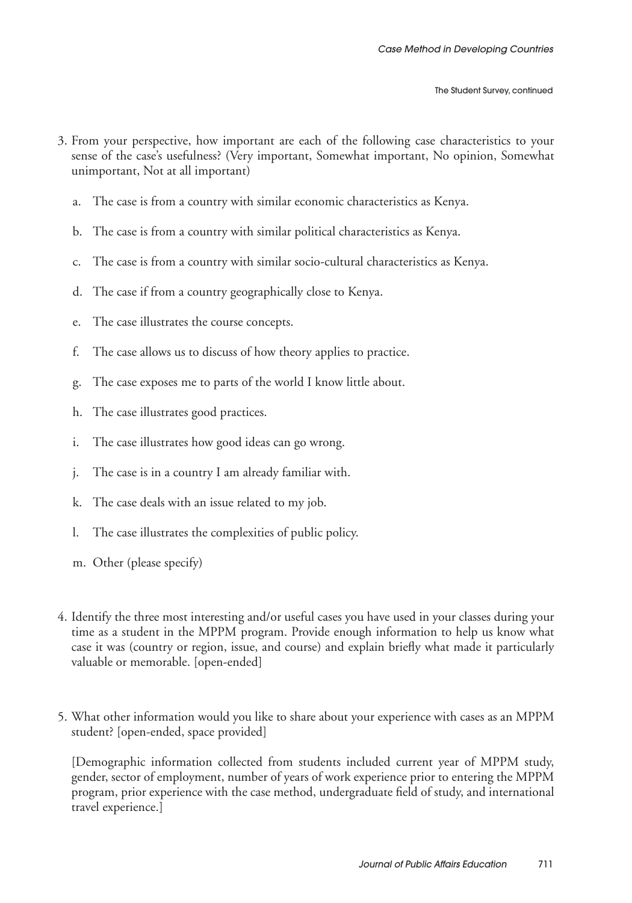The Student Survey, continued

3. From your perspective, how important are each of the following case characteristics to your sense of the case's usefulness? (Very important, Somewhat important, No opinion, Somewhat unimportant, Not at all important)

   a. The case is from a country with similar economic characteristics as Kenya.

   b. The case is from a country with similar political characteristics as Kenya.

   c. The case is from a country with similar socio-cultural characteristics as Kenya.

   d. The case if from a country geographically close to Kenya.

   e. The case illustrates the course concepts.

   f. The case allows us to discuss of how theory applies to practice.

   g. The case exposes me to parts of the world I know little about.

   h. The case illustrates good practices.

   i. The case illustrates how good ideas can go wrong.

   j. The case is in a country I am already familiar with.

   k. The case deals with an issue related to my job.

   l. The case illustrates the complexities of public policy.

   m. Other (please specify)

4. Identify the three most interesting and/or useful cases you have used in your classes during your time as a student in the MPPM program. Provide enough information to help us know what case it was (country or region, issue, and course) and explain briefly what made it particularly valuable or memorable. [open-ended]

5. What other information would you like to share about your experience with cases as an MPPM student? [open-ended, space provided]

   [Demographic information collected from students included current year of MPPM study, gender, sector of employment, number of years of work experience prior to entering the MPPM program, prior experience with the case method, undergraduate field of study, and international travel experience.]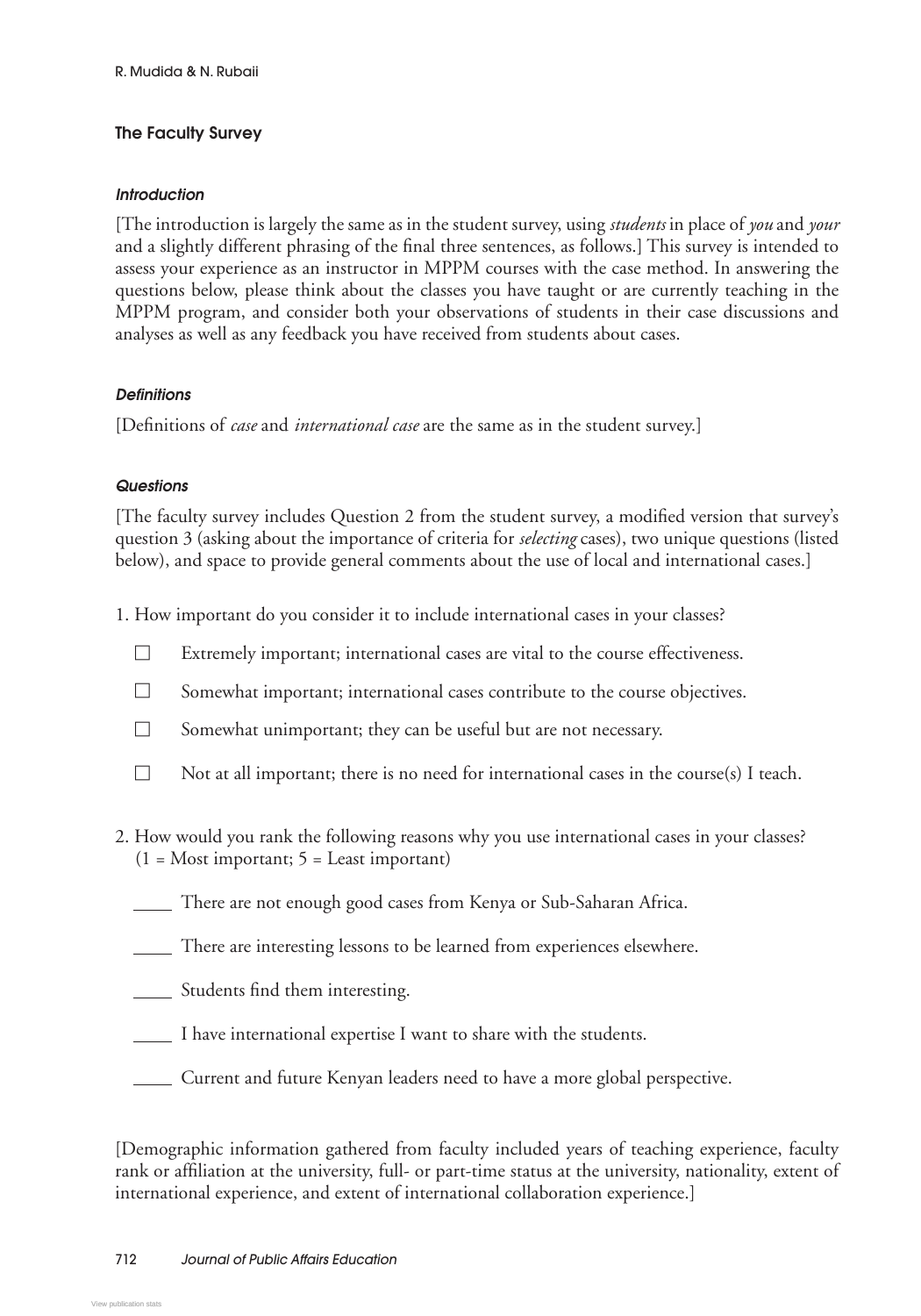### The Faculty Survey

#### *Introduction*

[The introduction is largely the same as in the student survey, using *students* in place of *you* and *your* and a slightly different phrasing of the final three sentences, as follows.] This survey is intended to assess your experience as an instructor in MPPM courses with the case method. In answering the questions below, please think about the classes you have taught or are currently teaching in the MPPM program, and consider both your observations of students in their case discussions and analyses as well as any feedback you have received from students about cases.

#### *Definitions*

[Definitions of *case* and *international case* are the same as in the student survey.]

#### *Questions*

[The faculty survey includes Question 2 from the student survey, a modified version that survey's question 3 (asking about the importance of criteria for *selecting* cases), two unique questions (listed below), and space to provide general comments about the use of local and international cases.]

1. How important do you consider it to include international cases in your classes?

- ☐ Extremely important; international cases are vital to the course effectiveness.
- ☐ Somewhat important; international cases contribute to the course objectives.
- ☐ Somewhat unimportant; they can be useful but are not necessary.
- ☐ Not at all important; there is no need for international cases in the course(s) I teach.

2. How would you rank the following reasons why you use international cases in your classes? (1 = Most important; 5 = Least important)

- ____ There are not enough good cases from Kenya or Sub-Saharan Africa.
- ____ There are interesting lessons to be learned from experiences elsewhere.
- ____ Students find them interesting.
- ____ I have international expertise I want to share with the students.
- ____ Current and future Kenyan leaders need to have a more global perspective.

[Demographic information gathered from faculty included years of teaching experience, faculty rank or affiliation at the university, full- or part-time status at the university, nationality, extent of international experience, and extent of international collaboration experience.]